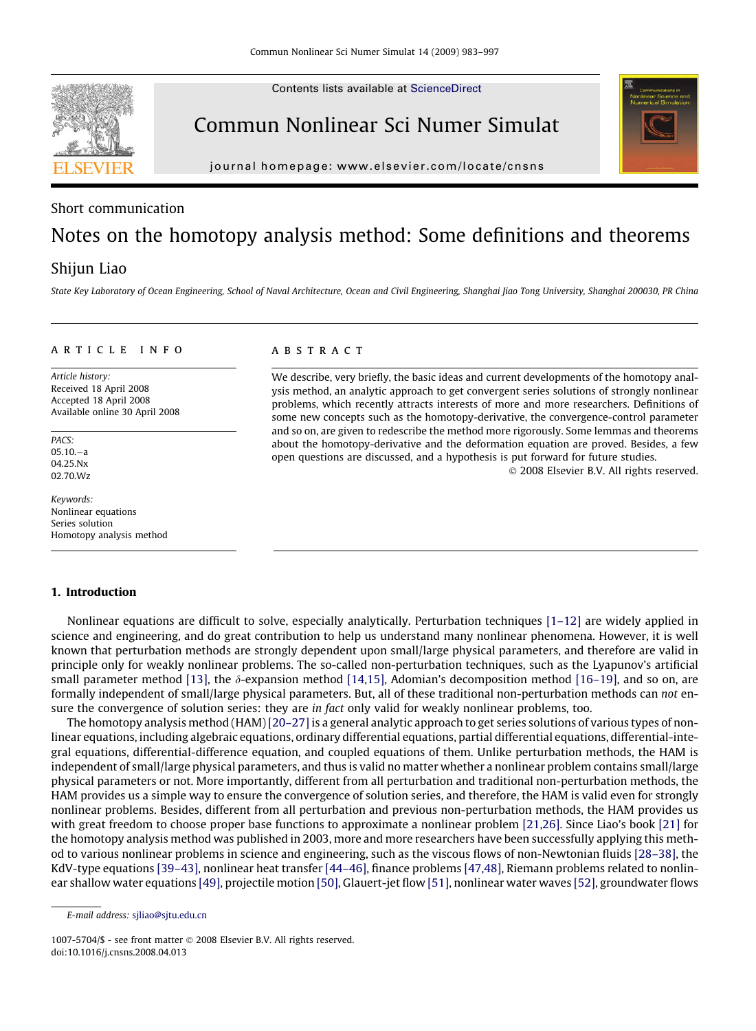Short communication

# Notes on the homotopy analysis method: Some definitions and theorems

Shijun Liao

*State Key Laboratory of Ocean Engineering, School of Naval Architecture, Ocean and Civil Engineering, Shanghai Jiao Tong University, Shanghai 200030, PR China*

**ARTICLE INFO**

*Article history:*
Received 18 April 2008
Accepted 18 April 2008
Available online 30 April 2008

*PACS:*
05.10.−a
04.25.Nx
02.70.Wz

*Keywords:*
Nonlinear equations
Series solution
Homotopy analysis method

**ABSTRACT**

We describe, very briefly, the basic ideas and current developments of the homotopy analysis method, an analytic approach to get convergent series solutions of strongly nonlinear problems, which recently attracts interests of more and more researchers. Definitions of some new concepts such as the homotopy-derivative, the convergence-control parameter and so on, are given to redescribe the method more rigorously. Some lemmas and theorems about the homotopy-derivative and the deformation equation are proved. Besides, a few open questions are discussed, and a hypothesis is put forward for future studies.

© 2008 Elsevier B.V. All rights reserved.

## 1. Introduction

Nonlinear equations are difficult to solve, especially analytically. Perturbation techniques [1–12] are widely applied in science and engineering, and do great contribution to help us understand many nonlinear phenomena. However, it is well known that perturbation methods are strongly dependent upon small/large physical parameters, and therefore are valid in principle only for weakly nonlinear problems. The so-called non-perturbation techniques, such as the Lyapunov's artificial small parameter method [13], the $\delta$-expansion method [14,15], Adomian's decomposition method [16–19], and so on, are formally independent of small/large physical parameters. But, all of these traditional non-perturbation methods can *not* ensure the convergence of solution series: they are *in fact* only valid for weakly nonlinear problems, too.

The homotopy analysis method (HAM) [20–27] is a general analytic approach to get series solutions of various types of nonlinear equations, including algebraic equations, ordinary differential equations, partial differential equations, differential-integral equations, differential-difference equation, and coupled equations of them. Unlike perturbation methods, the HAM is independent of small/large physical parameters, and thus is valid no matter whether a nonlinear problem contains small/large physical parameters or not. More importantly, different from all perturbation and traditional non-perturbation methods, the HAM provides us a simple way to ensure the convergence of solution series, and therefore, the HAM is valid even for strongly nonlinear problems. Besides, different from all perturbation and previous non-perturbation methods, the HAM provides us with great freedom to choose proper base functions to approximate a nonlinear problem [21,26]. Since Liao's book [21] for the homotopy analysis method was published in 2003, more and more researchers have been successfully applying this method to various nonlinear problems in science and engineering, such as the viscous flows of non-Newtonian fluids [28–38], the KdV-type equations [39–43], nonlinear heat transfer [44–46], finance problems [47,48], Riemann problems related to nonlinear shallow water equations [49], projectile motion [50], Glauert-jet flow [51], nonlinear water waves [52], groundwater flows

E-mail address: sjliao@sjtu.edu.cn

1007-5704/$ - see front matter © 2008 Elsevier B.V. All rights reserved.
doi:10.1016/j.cnsns.2008.04.013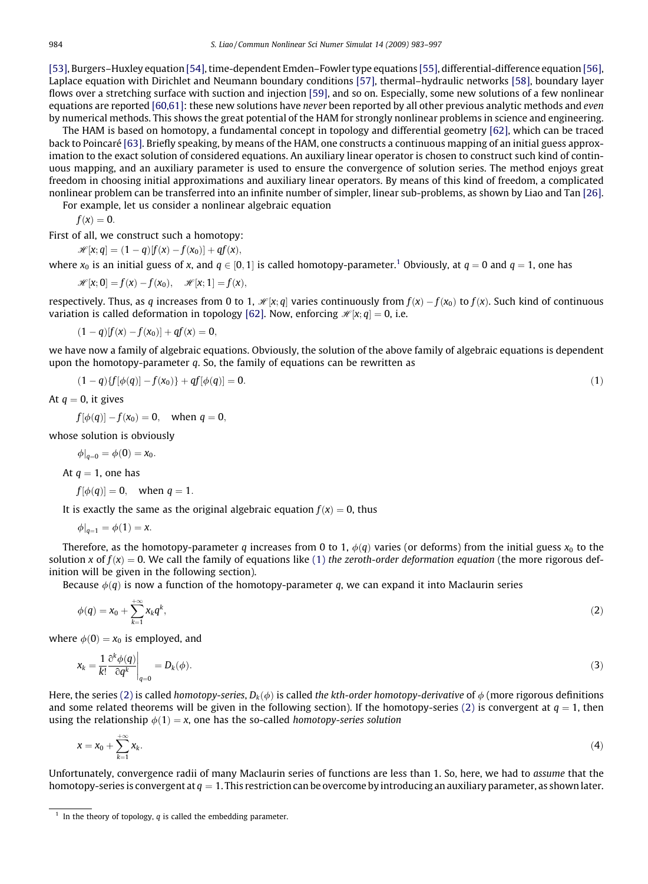[53], Burgers–Huxley equation [54], time-dependent Emden–Fowler type equations [55], differential-difference equation [56], Laplace equation with Dirichlet and Neumann boundary conditions [57], thermal–hydraulic networks [58], boundary layer flows over a stretching surface with suction and injection [59], and so on. Especially, some new solutions of a few nonlinear equations are reported [60,61]: these new solutions have *never* been reported by all other previous analytic methods and *even* by numerical methods. This shows the great potential of the HAM for strongly nonlinear problems in science and engineering.

The HAM is based on homotopy, a fundamental concept in topology and differential geometry [62], which can be traced back to Poincaré [63]. Briefly speaking, by means of the HAM, one constructs a continuous mapping of an initial guess approximation to the exact solution of considered equations. An auxiliary linear operator is chosen to construct such kind of continuous mapping, and an auxiliary parameter is used to ensure the convergence of solution series. The method enjoys great freedom in choosing initial approximations and auxiliary linear operators. By means of this kind of freedom, a complicated nonlinear problem can be transferred into an infinite number of simpler, linear sub-problems, as shown by Liao and Tan [26].

For example, let us consider a nonlinear algebraic equation

$$f(x) = 0.$$

First of all, we construct such a homotopy:

$$\mathscr{H}[x;q] = (1-q)[f(x) - f(x_0)] + qf(x),$$

where $x_0$ is an initial guess of $x$, and $q \in [0,1]$ is called homotopy-parameter.[1] Obviously, at $q = 0$ and $q = 1$, one has

$$\mathscr{H}[x;0] = f(x) - f(x_0), \quad \mathscr{H}[x;1] = f(x),$$

respectively. Thus, as $q$ increases from 0 to 1, $\mathscr{H}[x;q]$ varies continuously from $f(x) - f(x_0)$ to $f(x)$. Such kind of continuous variation is called deformation in topology [62]. Now, enforcing $\mathscr{H}[x;q] = 0$, i.e.

$$(1-q)[f(x) - f(x_0)] + qf(x) = 0,$$

we have now a family of algebraic equations. Obviously, the solution of the above family of algebraic equations is dependent upon the homotopy-parameter $q$. So, the family of equations can be rewritten as

$$(1-q)\{f[\phi(q)] - f(x_0)\} + qf[\phi(q)] = 0. \tag{1}$$

At $q = 0$, it gives

$$f[\phi(q)] - f(x_0) = 0, \quad \text{when } q = 0,$$

whose solution is obviously

$$\phi|_{q=0} = \phi(0) = x_0.$$

At $q = 1$, one has

$$f[\phi(q)] = 0, \quad \text{when } q = 1.$$

It is exactly the same as the original algebraic equation $f(x) = 0$, thus

$$\phi|_{q=1} = \phi(1) = x.$$

Therefore, as the homotopy-parameter $q$ increases from 0 to 1, $\phi(q)$ varies (or deforms) from the initial guess $x_0$ to the solution $x$ of $f(x) = 0$. We call the family of equations like (1) *the zeroth-order deformation equation* (the more rigorous definition will be given in the following section).

Because $\phi(q)$ is now a function of the homotopy-parameter $q$, we can expand it into Maclaurin series

$$\phi(q) = x_0 + \sum_{k=1}^{+\infty} x_k q^k, \tag{2}$$

where $\phi(0) = x_0$ is employed, and

$$x_k = \frac{1}{k!} \frac{\partial^k \phi(q)}{\partial q^k}\bigg|_{q=0} = D_k(\phi). \tag{3}$$

Here, the series (2) is called *homotopy-series*, $D_k(\phi)$ is called *the kth-order homotopy-derivative* of $\phi$ (more rigorous definitions and some related theorems will be given in the following section). If the homotopy-series (2) is convergent at $q = 1$, then using the relationship $\phi(1) = x$, one has the so-called *homotopy-series solution*

$$x = x_0 + \sum_{k=1}^{+\infty} x_k. \tag{4}$$

Unfortunately, convergence radii of many Maclaurin series of functions are less than 1. So, here, we had to *assume* that the homotopy-series is convergent at $q = 1$. This restriction can be overcome by introducing an auxiliary parameter, as shown later.

[1] In the theory of topology, $q$ is called the embedding parameter.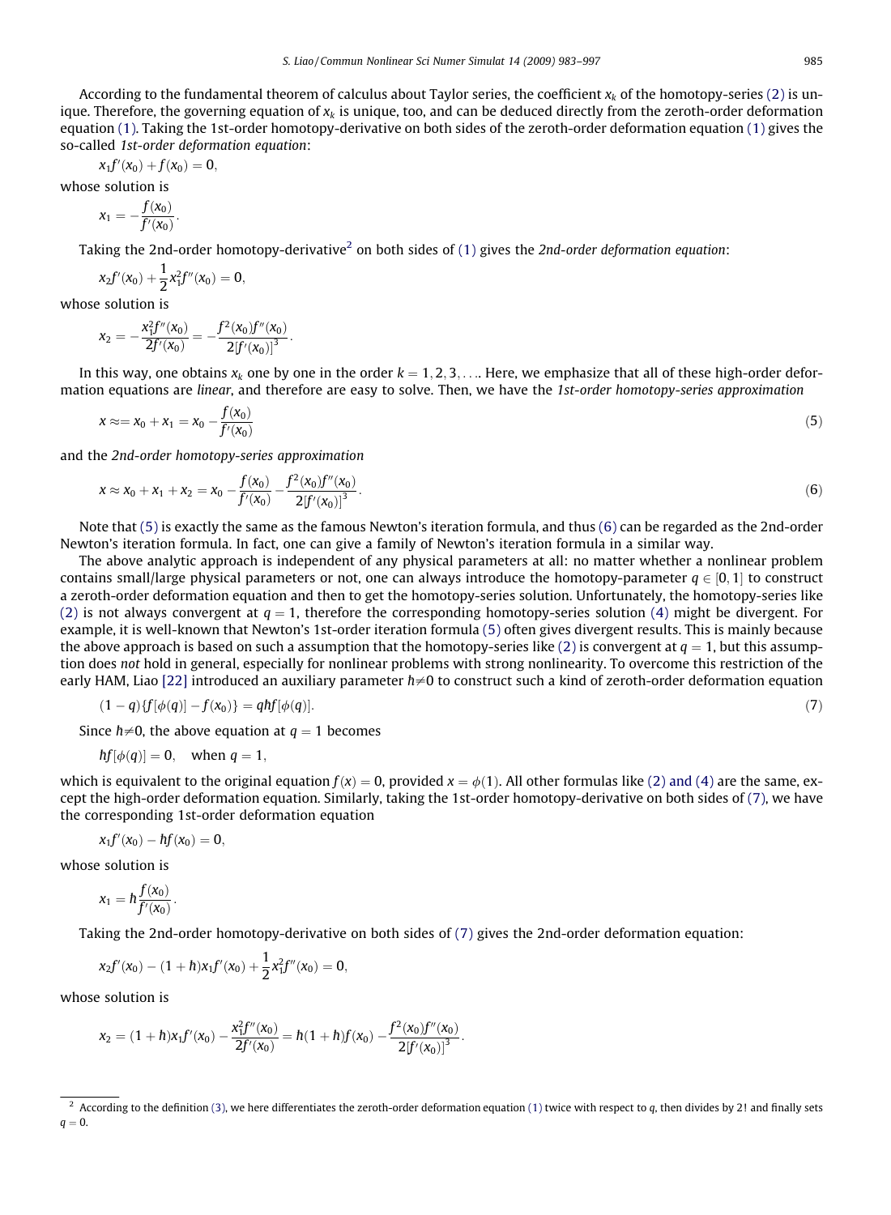According to the fundamental theorem of calculus about Taylor series, the coefficient $x_k$ of the homotopy-series (2) is unique. Therefore, the governing equation of $x_k$ is unique, too, and can be deduced directly from the zeroth-order deformation equation (1). Taking the 1st-order homotopy-derivative on both sides of the zeroth-order deformation equation (1) gives the so-called *1st-order deformation equation*:

$$x_1 f'(x_0) + f(x_0) = 0,$$

whose solution is

$$x_1 = -\frac{f(x_0)}{f'(x_0)}.$$

Taking the 2nd-order homotopy-derivative[2] on both sides of (1) gives the *2nd-order deformation equation*:

$$x_2 f'(x_0) + \frac{1}{2} x_1^2 f''(x_0) = 0,$$

whose solution is

$$x_2 = -\frac{x_1^2 f''(x_0)}{2 f'(x_0)} = -\frac{f^2(x_0) f''(x_0)}{2[f'(x_0)]^3}.$$

In this way, one obtains $x_k$ one by one in the order $k = 1, 2, 3, \ldots$. Here, we emphasize that all of these high-order deformation equations are *linear*, and therefore are easy to solve. Then, we have the *1st-order homotopy-series approximation*

$$x \approx= x_0 + x_1 = x_0 - \frac{f(x_0)}{f'(x_0)} \tag{5}$$

and the *2nd-order homotopy-series approximation*

$$x \approx x_0 + x_1 + x_2 = x_0 - \frac{f(x_0)}{f'(x_0)} - \frac{f^2(x_0) f''(x_0)}{2[f'(x_0)]^3}. \tag{6}$$

Note that (5) is exactly the same as the famous Newton's iteration formula, and thus (6) can be regarded as the 2nd-order Newton's iteration formula. In fact, one can give a family of Newton's iteration formula in a similar way.

The above analytic approach is independent of any physical parameters at all: no matter whether a nonlinear problem contains small/large physical parameters or not, one can always introduce the homotopy-parameter $q \in [0, 1]$ to construct a zeroth-order deformation equation and then to get the homotopy-series solution. Unfortunately, the homotopy-series like (2) is not always convergent at $q = 1$, therefore the corresponding homotopy-series solution (4) might be divergent. For example, it is well-known that Newton's 1st-order iteration formula (5) often gives divergent results. This is mainly because the above approach is based on such a assumption that the homotopy-series like (2) is convergent at $q = 1$, but this assumption does *not* hold in general, especially for nonlinear problems with strong nonlinearity. To overcome this restriction of the early HAM, Liao [22] introduced an auxiliary parameter $\hbar \neq 0$ to construct such a kind of zeroth-order deformation equation

$$(1 - q)\{f[\phi(q)] - f(x_0)\} = q\hbar f[\phi(q)]. \tag{7}$$

Since $\hbar \neq 0$, the above equation at $q = 1$ becomes

$$\hbar f[\phi(q)] = 0, \quad \text{when } q = 1,$$

which is equivalent to the original equation $f(x) = 0$, provided $x = \phi(1)$. All other formulas like (2) and (4) are the same, except the high-order deformation equation. Similarly, taking the 1st-order homotopy-derivative on both sides of (7), we have the corresponding 1st-order deformation equation

$$x_1 f'(x_0) - \hbar f(x_0) = 0,$$

whose solution is

$$x_1 = \hbar \frac{f(x_0)}{f'(x_0)}.$$

Taking the 2nd-order homotopy-derivative on both sides of (7) gives the 2nd-order deformation equation:

$$x_2 f'(x_0) - (1 + \hbar) x_1 f'(x_0) + \frac{1}{2} x_1^2 f''(x_0) = 0,$$

whose solution is

$$x_2 = (1 + \hbar) x_1 f'(x_0) - \frac{x_1^2 f''(x_0)}{2 f'(x_0)} = \hbar(1 + \hbar) f(x_0) - \frac{f^2(x_0) f''(x_0)}{2[f'(x_0)]^3}.$$

---

[2] According to the definition (3), we here differentiates the zeroth-order deformation equation (1) twice with respect to $q$, then divides by 2! and finally sets $q = 0$.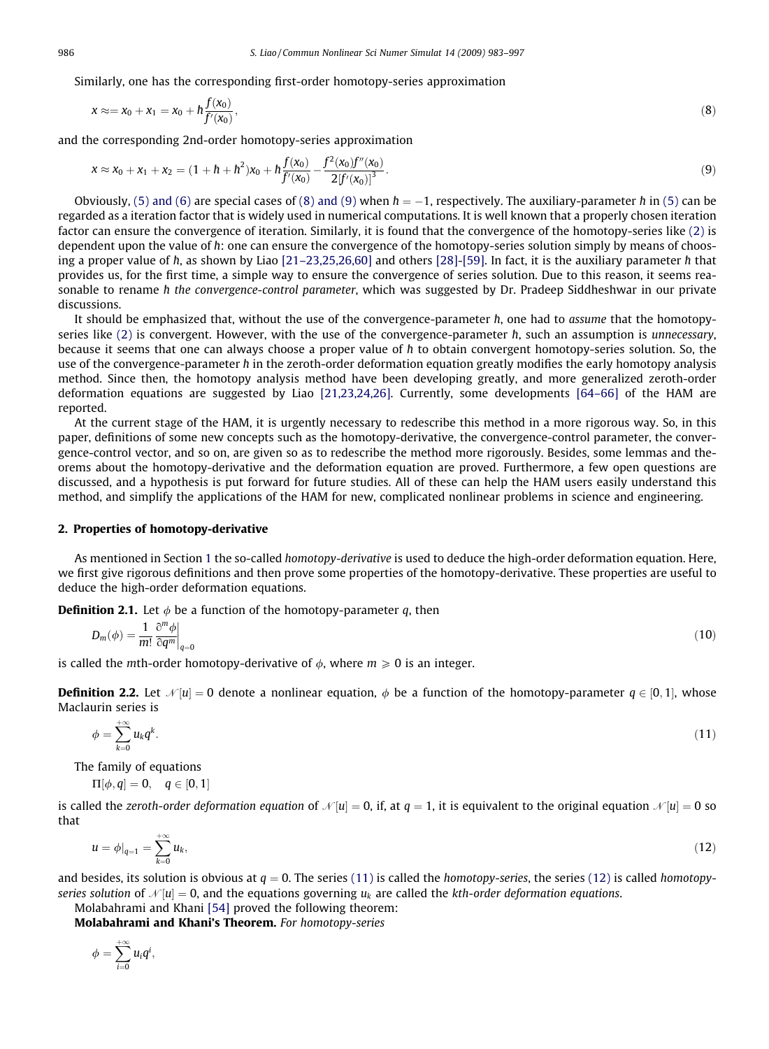Similarly, one has the corresponding first-order homotopy-series approximation

$$x \approx= x_0 + x_1 = x_0 + \hbar \frac{f(x_0)}{f'(x_0)}, \tag{8}$$

and the corresponding 2nd-order homotopy-series approximation

$$x \approx x_0 + x_1 + x_2 = (1 + \hbar + \hbar^2)x_0 + \hbar \frac{f(x_0)}{f'(x_0)} - \frac{f^2(x_0)f''(x_0)}{2[f'(x_0)]^3}. \tag{9}$$

Obviously, (5) and (6) are special cases of (8) and (9) when $\hbar = -1$, respectively. The auxiliary-parameter $\hbar$ in (5) can be regarded as a iteration factor that is widely used in numerical computations. It is well known that a properly chosen iteration factor can ensure the convergence of iteration. Similarly, it is found that the convergence of the homotopy-series like (2) is dependent upon the value of $\hbar$: one can ensure the convergence of the homotopy-series solution simply by means of choosing a proper value of $\hbar$, as shown by Liao [21–23,25,26,60] and others [28]-[59]. In fact, it is the auxiliary parameter $\hbar$ that provides us, for the first time, a simple way to ensure the convergence of series solution. Due to this reason, it seems reasonable to rename $\hbar$ *the convergence-control parameter*, which was suggested by Dr. Pradeep Siddheshwar in our private discussions.

It should be emphasized that, without the use of the convergence-parameter $\hbar$, one had to *assume* that the homotopy-series like (2) is convergent. However, with the use of the convergence-parameter $\hbar$, such an assumption is *unnecessary*, because it seems that one can always choose a proper value of $\hbar$ to obtain convergent homotopy-series solution. So, the use of the convergence-parameter $\hbar$ in the zeroth-order deformation equation greatly modifies the early homotopy analysis method. Since then, the homotopy analysis method have been developing greatly, and more generalized zeroth-order deformation equations are suggested by Liao [21,23,24,26]. Currently, some developments [64–66] of the HAM are reported.

At the current stage of the HAM, it is urgently necessary to redescribe this method in a more rigorous way. So, in this paper, definitions of some new concepts such as the homotopy-derivative, the convergence-control parameter, the convergence-control vector, and so on, are given so as to redescribe the method more rigorously. Besides, some lemmas and theorems about the homotopy-derivative and the deformation equation are proved. Furthermore, a few open questions are discussed, and a hypothesis is put forward for future studies. All of these can help the HAM users easily understand this method, and simplify the applications of the HAM for new, complicated nonlinear problems in science and engineering.

## 2. Properties of homotopy-derivative

As mentioned in Section 1 the so-called *homotopy-derivative* is used to deduce the high-order deformation equation. Here, we first give rigorous definitions and then prove some properties of the homotopy-derivative. These properties are useful to deduce the high-order deformation equations.

**Definition 2.1.** Let $\phi$ be a function of the homotopy-parameter $q$, then

$$D_m(\phi) = \frac{1}{m!} \left. \frac{\partial^m \phi}{\partial q^m} \right|_{q=0} \tag{10}$$

is called the $m$th-order homotopy-derivative of $\phi$, where $m \geqslant 0$ is an integer.

**Definition 2.2.** Let $\mathcal{N}[u] = 0$ denote a nonlinear equation, $\phi$ be a function of the homotopy-parameter $q \in [0,1]$, whose Maclaurin series is

$$\phi = \sum_{k=0}^{+\infty} u_k q^k. \tag{11}$$

The family of equations

$$\Pi[\phi, q] = 0, \quad q \in [0,1]$$

is called the *zeroth-order deformation equation* of $\mathcal{N}[u] = 0$, if, at $q = 1$, it is equivalent to the original equation $\mathcal{N}[u] = 0$ so that

$$u = \phi|_{q=1} = \sum_{k=0}^{+\infty} u_k, \tag{12}$$

and besides, its solution is obvious at $q = 0$. The series (11) is called the *homotopy-series*, the series (12) is called *homotopy-series solution* of $\mathcal{N}[u] = 0$, and the equations governing $u_k$ are called the *kth-order deformation equations*.

Molabahrami and Khani [54] proved the following theorem:

**Molabahrami and Khani's Theorem.** *For homotopy-series*

$$\phi = \sum_{i=0}^{+\infty} u_i q^i,$$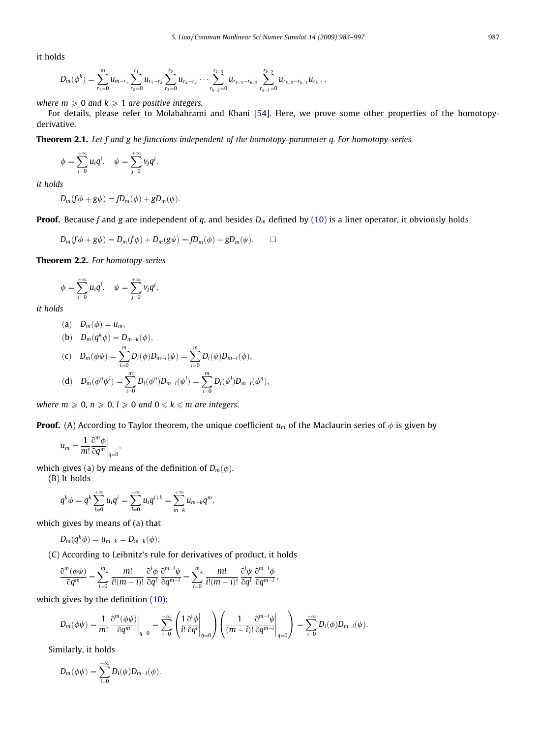it holds

$$D_m(\phi^k) = \sum_{r_1=0}^{m} u_{m-r_1} \sum_{r_2=0}^{r_1} u_{r_1-r_2} \sum_{r_3=0}^{r_2} u_{r_2-r_3} \cdots \sum_{r_{k-2}=0}^{r_{k-3}} u_{r_{k-3}-r_{k-2}} \sum_{r_{k-1}=0}^{r_{k-2}} u_{r_{k-2}-r_{k-1}} u_{r_{k-1}},$$

*where $m \geqslant 0$ and $k \geqslant 1$ are positive integers.*

For details, please refer to Molabahrami and Khani [54]. Here, we prove some other properties of the homotopy-derivative.

**Theorem 2.1.** *Let f and g be functions independent of the homotopy-parameter q. For homotopy-series*

$$\phi = \sum_{i=0}^{+\infty} u_i q^i, \quad \psi = \sum_{j=0}^{+\infty} v_j q^j,$$

*it holds*

$$D_m(f\phi + g\psi) = fD_m(\phi) + gD_m(\psi).$$

**Proof.** Because $f$ and $g$ are independent of $q$, and besides $D_m$ defined by (10) is a liner operator, it obviously holds

$$D_m(f\phi + g\psi) = D_m(f\phi) + D_m(g\psi) = fD_m(\phi) + gD_m(\psi). \qquad \square$$

**Theorem 2.2.** *For homotopy-series*

$$\phi = \sum_{i=0}^{+\infty} u_i q^i, \quad \psi = \sum_{j=0}^{+\infty} v_j q^j,$$

*it holds*

$$\text{(a)} \quad D_m(\phi) = u_m,$$

$$\text{(b)} \quad D_m(q^k\phi) = D_{m-k}(\phi),$$

$$\text{(c)} \quad D_m(\phi\psi) = \sum_{i=0}^{m} D_i(\phi) D_{m-i}(\psi) = \sum_{i=0}^{m} D_i(\psi) D_{m-i}(\phi),$$

$$\text{(d)} \quad D_m(\phi^n\psi^l) = \sum_{i=0}^{m} D_i(\phi^n) D_{m-i}(\psi^l) = \sum_{i=0}^{m} D_i(\psi^l) D_{m-i}(\phi^n),$$

*where $m \geqslant 0$, $n \geqslant 0$, $l \geqslant 0$ and $0 \leqslant k \leqslant m$ are integers.*

**Proof.** (A) According to Taylor theorem, the unique coefficient $u_m$ of the Maclaurin series of $\phi$ is given by

$$u_m = \frac{1}{m!} \frac{\partial^m \phi}{\partial q^m}\bigg|_{q=0},$$

which gives (a) by means of the definition of $D_m(\phi)$.

(B) It holds

$$q^k \phi = q^k \sum_{i=0}^{+\infty} u_i q^i = \sum_{i=0}^{+\infty} u_i q^{i+k} = \sum_{m=k}^{+\infty} u_{m-k} q^m,$$

which gives by means of (a) that

$$D_m(q^k\phi) = u_{m-k} = D_{m-k}(\phi).$$

(C) According to Leibnitz's rule for derivatives of product, it holds

$$\frac{\partial^m(\phi\psi)}{\partial q^m} = \sum_{i=0}^{m} \frac{m!}{i!(m-i)!} \frac{\partial^i \phi}{\partial q^i} \frac{\partial^{m-i}\psi}{\partial q^{m-i}} = \sum_{i=0}^{m} \frac{m!}{i!(m-i)!} \frac{\partial^i \psi}{\partial q^i} \frac{\partial^{m-i}\phi}{\partial q^{m-i}},$$

which gives by the definition (10):

$$D_m(\phi\psi) = \frac{1}{m!} \frac{\partial^m(\phi\psi)}{\partial q^m}\bigg|_{q=0} = \sum_{i=0}^{+\infty} \left( \frac{1}{i!} \frac{\partial^i \phi}{\partial q^i}\bigg|_{q=0} \right) \left( \frac{1}{(m-i)!} \frac{\partial^{m-i}\psi}{\partial q^{m-i}}\bigg|_{q=0} \right) = \sum_{i=0}^{+\infty} D_i(\phi) D_{m-i}(\psi).$$

Similarly, it holds

$$D_m(\phi\psi) = \sum_{i=0}^{+\infty} D_i(\psi) D_{m-i}(\phi).$$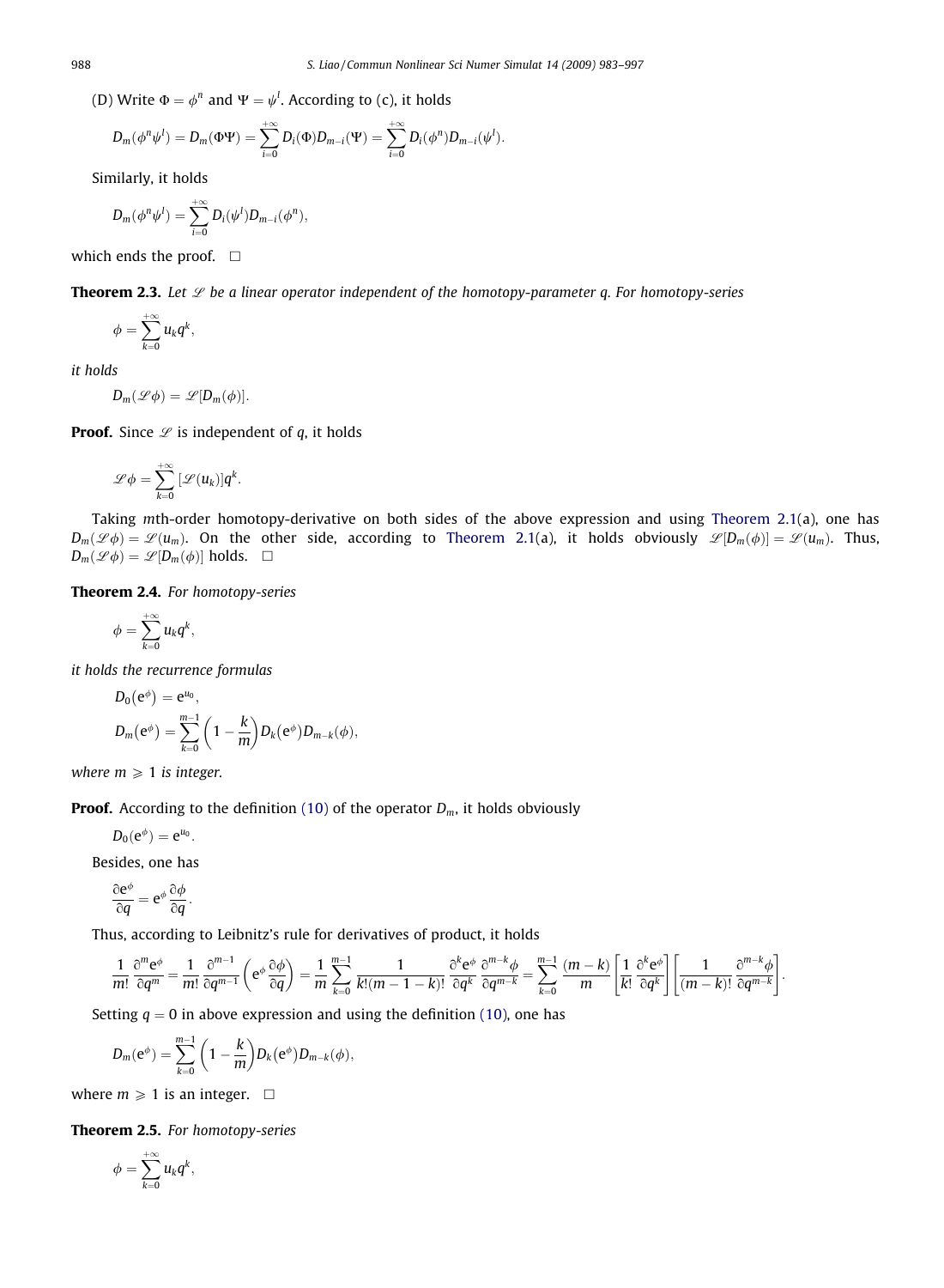(D) Write $\Phi = \phi^n$ and $\Psi = \psi^l$. According to (c), it holds

$$D_m(\phi^n\psi^l) = D_m(\Phi\Psi) = \sum_{i=0}^{+\infty} D_i(\Phi)D_{m-i}(\Psi) = \sum_{i=0}^{+\infty} D_i(\phi^n)D_{m-i}(\psi^l).$$

Similarly, it holds

$$D_m(\phi^n\psi^l) = \sum_{i=0}^{+\infty} D_i(\psi^l)D_{m-i}(\phi^n),$$

which ends the proof. □

**Theorem 2.3.** *Let $\mathscr{L}$ be a linear operator independent of the homotopy-parameter q. For homotopy-series*

$$\phi = \sum_{k=0}^{+\infty} u_k q^k,$$

*it holds*

$$D_m(\mathscr{L}\phi) = \mathscr{L}[D_m(\phi)].$$

**Proof.** Since $\mathscr{L}$ is independent of $q$, it holds

$$\mathscr{L}\phi = \sum_{k=0}^{+\infty} [\mathscr{L}(u_k)]q^k.$$

Taking $m$th-order homotopy-derivative on both sides of the above expression and using Theorem 2.1(a), one has $D_m(\mathscr{L}\phi) = \mathscr{L}(u_m)$. On the other side, according to Theorem 2.1(a), it holds obviously $\mathscr{L}[D_m(\phi)] = \mathscr{L}(u_m)$. Thus, $D_m(\mathscr{L}\phi) = \mathscr{L}[D_m(\phi)]$ holds. □

**Theorem 2.4.** *For homotopy-series*

$$\phi = \sum_{k=0}^{+\infty} u_k q^k,$$

*it holds the recurrence formulas*

$$D_0(\mathrm{e}^{\phi}) = \mathrm{e}^{u_0},$$

$$D_m(\mathrm{e}^{\phi}) = \sum_{k=0}^{m-1}\left(1 - \frac{k}{m}\right)D_k(\mathrm{e}^{\phi})D_{m-k}(\phi),$$

*where $m \geqslant 1$ is integer.*

**Proof.** According to the definition (10) of the operator $D_m$, it holds obviously

$$D_0(\mathrm{e}^{\phi}) = \mathrm{e}^{u_0}.$$

Besides, one has

$$\frac{\partial \mathrm{e}^{\phi}}{\partial q} = \mathrm{e}^{\phi}\frac{\partial \phi}{\partial q}.$$

Thus, according to Leibnitz's rule for derivatives of product, it holds

$$\frac{1}{m!}\frac{\partial^m \mathrm{e}^{\phi}}{\partial q^m} = \frac{1}{m!}\frac{\partial^{m-1}}{\partial q^{m-1}}\left(\mathrm{e}^{\phi}\frac{\partial \phi}{\partial q}\right) = \frac{1}{m}\sum_{k=0}^{m-1}\frac{1}{k!(m-1-k)!}\frac{\partial^k \mathrm{e}^{\phi}}{\partial q^k}\frac{\partial^{m-k}\phi}{\partial q^{m-k}} = \sum_{k=0}^{m-1}\frac{(m-k)}{m}\left[\frac{1}{k!}\frac{\partial^k \mathrm{e}^{\phi}}{\partial q^k}\right]\left[\frac{1}{(m-k)!}\frac{\partial^{m-k}\phi}{\partial q^{m-k}}\right].$$

Setting $q = 0$ in above expression and using the definition (10), one has

$$D_m(\mathrm{e}^{\phi}) = \sum_{k=0}^{m-1}\left(1 - \frac{k}{m}\right)D_k(\mathrm{e}^{\phi})D_{m-k}(\phi),$$

where $m \geqslant 1$ is an integer. □

**Theorem 2.5.** *For homotopy-series*

$$\phi = \sum_{k=0}^{+\infty} u_k q^k,$$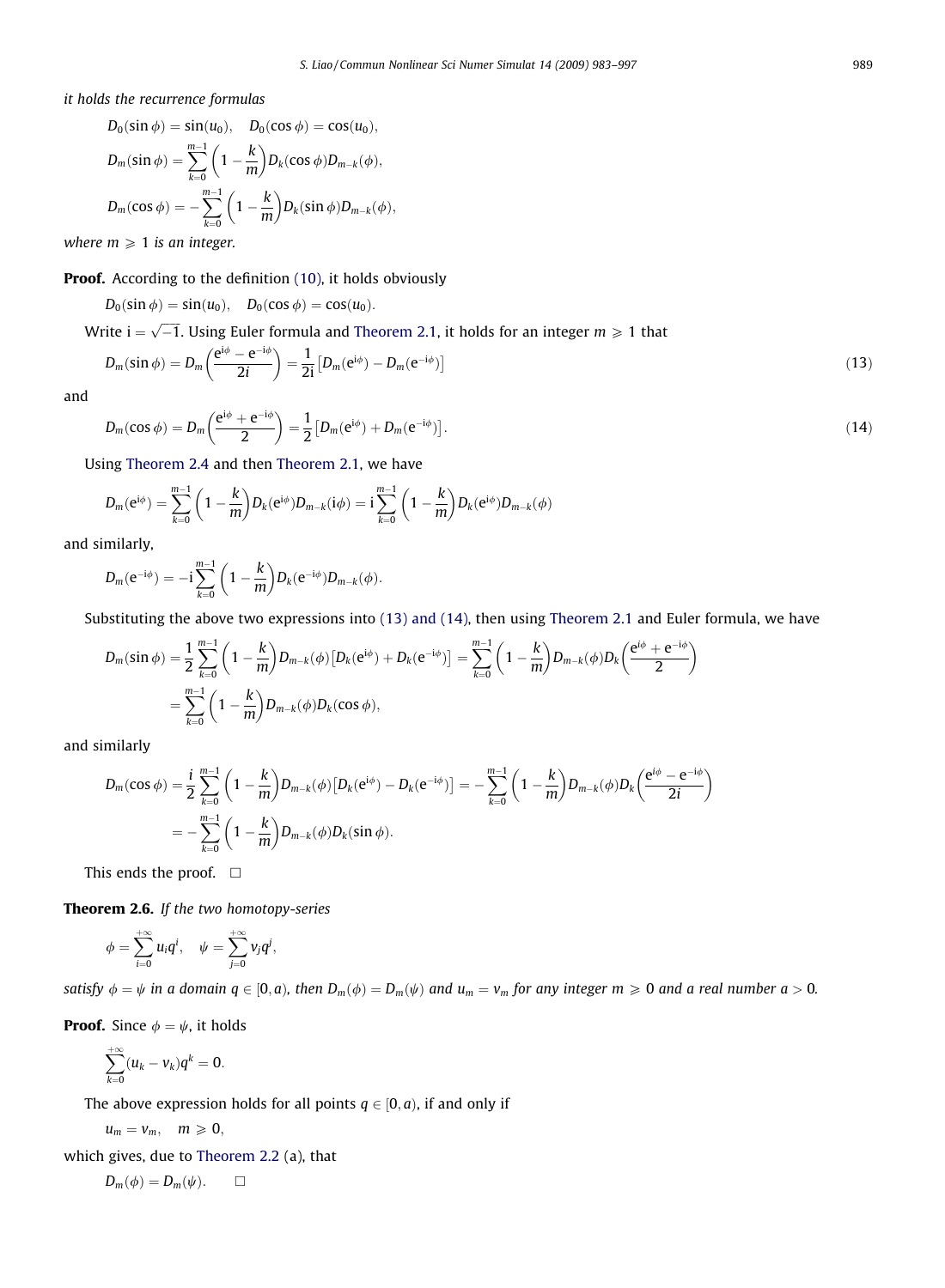*it holds the recurrence formulas*

$$D_0(\sin\phi) = \sin(u_0), \quad D_0(\cos\phi) = \cos(u_0),$$

$$D_m(\sin\phi) = \sum_{k=0}^{m-1}\left(1-\frac{k}{m}\right)D_k(\cos\phi)D_{m-k}(\phi),$$

$$D_m(\cos\phi) = -\sum_{k=0}^{m-1}\left(1-\frac{k}{m}\right)D_k(\sin\phi)D_{m-k}(\phi),$$

*where* $m \geqslant 1$ *is an integer.*

**Proof.** According to the definition (10), it holds obviously

$$D_0(\sin\phi) = \sin(u_0), \quad D_0(\cos\phi) = \cos(u_0).$$

Write $\mathrm{i} = \sqrt{-1}$. Using Euler formula and Theorem 2.1, it holds for an integer $m \geqslant 1$ that

$$D_m(\sin\phi) = D_m\left(\frac{e^{\mathrm{i}\phi} - e^{-\mathrm{i}\phi}}{2i}\right) = \frac{1}{2\mathrm{i}}\left[D_m(e^{\mathrm{i}\phi}) - D_m(e^{-\mathrm{i}\phi})\right] \tag{13}$$

and

$$D_m(\cos\phi) = D_m\left(\frac{e^{\mathrm{i}\phi} + e^{-\mathrm{i}\phi}}{2}\right) = \frac{1}{2}\left[D_m(e^{\mathrm{i}\phi}) + D_m(e^{-\mathrm{i}\phi})\right]. \tag{14}$$

Using Theorem 2.4 and then Theorem 2.1, we have

$$D_m(e^{\mathrm{i}\phi}) = \sum_{k=0}^{m-1}\left(1-\frac{k}{m}\right)D_k(e^{\mathrm{i}\phi})D_{m-k}(\mathrm{i}\phi) = \mathrm{i}\sum_{k=0}^{m-1}\left(1-\frac{k}{m}\right)D_k(e^{\mathrm{i}\phi})D_{m-k}(\phi)$$

and similarly,

$$D_m(e^{-\mathrm{i}\phi}) = -\mathrm{i}\sum_{k=0}^{m-1}\left(1-\frac{k}{m}\right)D_k(e^{-\mathrm{i}\phi})D_{m-k}(\phi).$$

Substituting the above two expressions into (13) and (14), then using Theorem 2.1 and Euler formula, we have

$$\begin{aligned}
D_m(\sin\phi) &= \frac{1}{2}\sum_{k=0}^{m-1}\left(1-\frac{k}{m}\right)D_{m-k}(\phi)\left[D_k(e^{\mathrm{i}\phi}) + D_k(e^{-\mathrm{i}\phi})\right] = \sum_{k=0}^{m-1}\left(1-\frac{k}{m}\right)D_{m-k}(\phi)D_k\left(\frac{e^{\mathrm{i}\phi} + e^{-\mathrm{i}\phi}}{2}\right) \\
&= \sum_{k=0}^{m-1}\left(1-\frac{k}{m}\right)D_{m-k}(\phi)D_k(\cos\phi),
\end{aligned}$$

and similarly

$$\begin{aligned}
D_m(\cos\phi) &= \frac{i}{2}\sum_{k=0}^{m-1}\left(1-\frac{k}{m}\right)D_{m-k}(\phi)\left[D_k(e^{\mathrm{i}\phi}) - D_k(e^{-\mathrm{i}\phi})\right] = -\sum_{k=0}^{m-1}\left(1-\frac{k}{m}\right)D_{m-k}(\phi)D_k\left(\frac{e^{\mathrm{i}\phi} - e^{-\mathrm{i}\phi}}{2i}\right) \\
&= -\sum_{k=0}^{m-1}\left(1-\frac{k}{m}\right)D_{m-k}(\phi)D_k(\sin\phi).
\end{aligned}$$

This ends the proof. □

**Theorem 2.6.** *If the two homotopy-series*

$$\phi = \sum_{i=0}^{+\infty} u_i q^i, \quad \psi = \sum_{j=0}^{+\infty} v_j q^j,$$

*satisfy* $\phi = \psi$ *in a domain* $q \in [0, a)$, *then* $D_m(\phi) = D_m(\psi)$ *and* $u_m = v_m$ *for any integer* $m \geqslant 0$ *and a real number* $a > 0$.

**Proof.** Since $\phi = \psi$, it holds

$$\sum_{k=0}^{+\infty}(u_k - v_k)q^k = 0.$$

The above expression holds for all points $q \in [0, a)$, if and only if

$$u_m = v_m, \quad m \geqslant 0,$$

which gives, due to Theorem 2.2 (a), that

$$D_m(\phi) = D_m(\psi). \qquad \square$$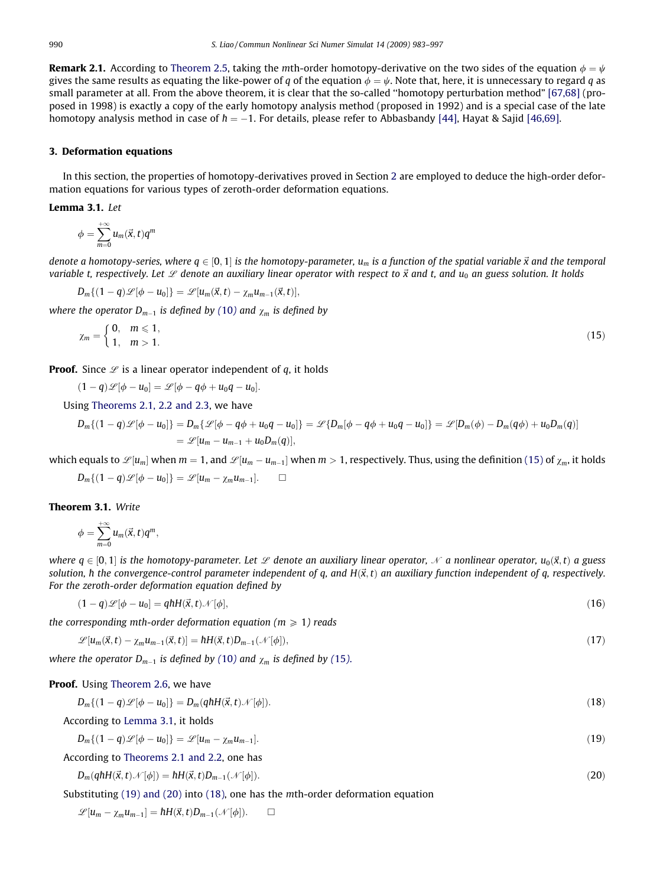**Remark 2.1.** According to Theorem 2.5, taking the $m$th-order homotopy-derivative on the two sides of the equation $\phi = \psi$ gives the same results as equating the like-power of $q$ of the equation $\phi = \psi$. Note that, here, it is unnecessary to regard $q$ as small parameter at all. From the above theorem, it is clear that the so-called "homotopy perturbation method" [67,68] (proposed in 1998) is exactly a copy of the early homotopy analysis method (proposed in 1992) and is a special case of the late homotopy analysis method in case of $\hbar = -1$. For details, please refer to Abbasbandy [44], Hayat & Sajid [46,69].

## 3. Deformation equations

In this section, the properties of homotopy-derivatives proved in Section 2 are employed to deduce the high-order deformation equations for various types of zeroth-order deformation equations.

**Lemma 3.1.** *Let*

$$\phi = \sum_{m=0}^{+\infty} u_m(\vec{x}, t) q^m$$

*denote a homotopy-series, where $q \in [0, 1]$ is the homotopy-parameter, $u_m$ is a function of the spatial variable $\vec{x}$ and the temporal variable $t$, respectively. Let $\mathscr{L}$ denote an auxiliary linear operator with respect to $\vec{x}$ and $t$, and $u_0$ an guess solution. It holds*

$$D_m\{(1-q)\mathscr{L}[\phi - u_0]\} = \mathscr{L}[u_m(\vec{x}, t) - \chi_m u_{m-1}(\vec{x}, t)],$$

*where the operator $D_{m-1}$ is defined by (10) and $\chi_m$ is defined by*

$$\chi_m = \begin{cases} 0, & m \leqslant 1, \\ 1, & m > 1. \end{cases} \tag{15}$$

**Proof.** Since $\mathscr{L}$ is a linear operator independent of $q$, it holds

$$(1-q)\mathscr{L}[\phi - u_0] = \mathscr{L}[\phi - q\phi + u_0 q - u_0].$$

Using Theorems 2.1, 2.2 and 2.3, we have

$$\begin{aligned} D_m\{(1-q)\mathscr{L}[\phi - u_0]\} &= D_m\{\mathscr{L}[\phi - q\phi + u_0 q - u_0]\} = \mathscr{L}\{D_m[\phi - q\phi + u_0 q - u_0]\} = \mathscr{L}[D_m(\phi) - D_m(q\phi) + u_0 D_m(q)] \\ &= \mathscr{L}[u_m - u_{m-1} + u_0 D_m(q)], \end{aligned}$$

which equals to $\mathscr{L}[u_m]$ when $m = 1$, and $\mathscr{L}[u_m - u_{m-1}]$ when $m > 1$, respectively. Thus, using the definition (15) of $\chi_m$, it holds

$$D_m\{(1-q)\mathscr{L}[\phi - u_0]\} = \mathscr{L}[u_m - \chi_m u_{m-1}]. \qquad \square$$

**Theorem 3.1.** *Write*

$$\phi = \sum_{m=0}^{+\infty} u_m(\vec{x}, t) q^m,$$

*where $q \in [0, 1]$ is the homotopy-parameter. Let $\mathscr{L}$ denote an auxiliary linear operator, $\mathscr{N}$ a nonlinear operator, $u_0(\vec{x}, t)$ a guess solution, $\hbar$ the convergence-control parameter independent of $q$, and $H(\vec{x}, t)$ an auxiliary function independent of $q$, respectively. For the zeroth-order deformation equation defined by*

$$(1-q)\mathscr{L}[\phi - u_0] = q\hbar H(\vec{x}, t)\mathscr{N}[\phi], \tag{16}$$

*the corresponding mth-order deformation equation ($m \geqslant 1$) reads*

$$\mathscr{L}[u_m(\vec{x}, t) - \chi_m u_{m-1}(\vec{x}, t)] = \hbar H(\vec{x}, t) D_{m-1}(\mathscr{N}[\phi]), \tag{17}$$

*where the operator $D_{m-1}$ is defined by (10) and $\chi_m$ is defined by (15).*

**Proof.** Using Theorem 2.6, we have

$$D_m\{(1-q)\mathscr{L}[\phi - u_0]\} = D_m(q\hbar H(\vec{x}, t)\mathscr{N}[\phi]). \tag{18}$$

According to Lemma 3.1, it holds

$$D_m\{(1-q)\mathscr{L}[\phi - u_0]\} = \mathscr{L}[u_m - \chi_m u_{m-1}]. \tag{19}$$

According to Theorems 2.1 and 2.2, one has

$$D_m(q\hbar H(\vec{x}, t)\mathscr{N}[\phi]) = \hbar H(\vec{x}, t) D_{m-1}(\mathscr{N}[\phi]). \tag{20}$$

Substituting (19) and (20) into (18), one has the $m$th-order deformation equation

$$\mathscr{L}[u_m - \chi_m u_{m-1}] = \hbar H(\vec{x}, t) D_{m-1}(\mathscr{N}[\phi]). \qquad \square$$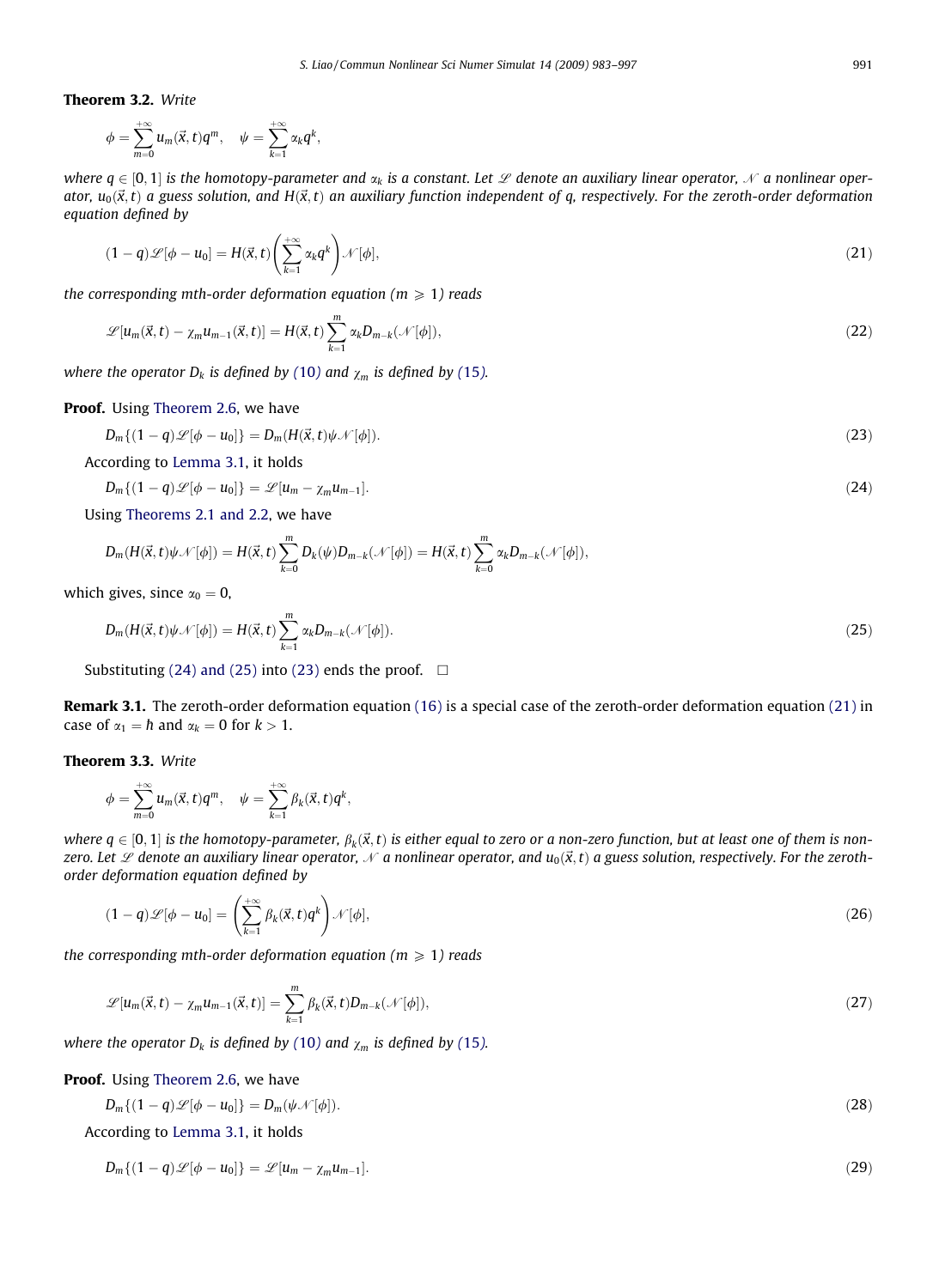**Theorem 3.2.** *Write*

$$\phi = \sum_{m=0}^{+\infty} u_m(\vec{x}, t) q^m, \quad \psi = \sum_{k=1}^{+\infty} \alpha_k q^k,$$

*where $q \in [0, 1]$ is the homotopy-parameter and $\alpha_k$ is a constant. Let $\mathscr{L}$ denote an auxiliary linear operator, $\mathscr{N}$ a nonlinear operator, $u_0(\vec{x}, t)$ a guess solution, and $H(\vec{x}, t)$ an auxiliary function independent of q, respectively. For the zeroth-order deformation equation defined by*

$$(1 - q)\mathscr{L}[\phi - u_0] = H(\vec{x}, t)\left(\sum_{k=1}^{+\infty} \alpha_k q^k\right)\mathscr{N}[\phi], \tag{21}$$

*the corresponding mth-order deformation equation ($m \geqslant 1$) reads*

$$\mathscr{L}[u_m(\vec{x}, t) - \chi_m u_{m-1}(\vec{x}, t)] = H(\vec{x}, t)\sum_{k=1}^{m} \alpha_k D_{m-k}(\mathscr{N}[\phi]), \tag{22}$$

*where the operator $D_k$ is defined by (10) and $\chi_m$ is defined by (15).*

**Proof.** Using Theorem 2.6, we have

$$D_m\{(1 - q)\mathscr{L}[\phi - u_0]\} = D_m(H(\vec{x}, t)\psi\mathscr{N}[\phi]). \tag{23}$$

According to Lemma 3.1, it holds

$$D_m\{(1 - q)\mathscr{L}[\phi - u_0]\} = \mathscr{L}[u_m - \chi_m u_{m-1}]. \tag{24}$$

Using Theorems 2.1 and 2.2, we have

$$D_m(H(\vec{x}, t)\psi\mathscr{N}[\phi]) = H(\vec{x}, t)\sum_{k=0}^{m} D_k(\psi)D_{m-k}(\mathscr{N}[\phi]) = H(\vec{x}, t)\sum_{k=0}^{m} \alpha_k D_{m-k}(\mathscr{N}[\phi]),$$

which gives, since $\alpha_0 = 0$,

$$D_m(H(\vec{x}, t)\psi\mathscr{N}[\phi]) = H(\vec{x}, t)\sum_{k=1}^{m} \alpha_k D_{m-k}(\mathscr{N}[\phi]). \tag{25}$$

Substituting (24) and (25) into (23) ends the proof. $\square$

**Remark 3.1.** The zeroth-order deformation equation (16) is a special case of the zeroth-order deformation equation (21) in case of $\alpha_1 = \hbar$ and $\alpha_k = 0$ for $k > 1$.

**Theorem 3.3.** *Write*

$$\phi = \sum_{m=0}^{+\infty} u_m(\vec{x}, t) q^m, \quad \psi = \sum_{k=1}^{+\infty} \beta_k(\vec{x}, t) q^k,$$

*where $q \in [0, 1]$ is the homotopy-parameter, $\beta_k(\vec{x}, t)$ is either equal to zero or a non-zero function, but at least one of them is non-zero. Let $\mathscr{L}$ denote an auxiliary linear operator, $\mathscr{N}$ a nonlinear operator, and $u_0(\vec{x}, t)$ a guess solution, respectively. For the zeroth-order deformation equation defined by*

$$(1 - q)\mathscr{L}[\phi - u_0] = \left(\sum_{k=1}^{+\infty} \beta_k(\vec{x}, t) q^k\right)\mathscr{N}[\phi], \tag{26}$$

*the corresponding mth-order deformation equation ($m \geqslant 1$) reads*

$$\mathscr{L}[u_m(\vec{x}, t) - \chi_m u_{m-1}(\vec{x}, t)] = \sum_{k=1}^{m} \beta_k(\vec{x}, t) D_{m-k}(\mathscr{N}[\phi]), \tag{27}$$

*where the operator $D_k$ is defined by (10) and $\chi_m$ is defined by (15).*

**Proof.** Using Theorem 2.6, we have

$$D_m\{(1 - q)\mathscr{L}[\phi - u_0]\} = D_m(\psi\mathscr{N}[\phi]). \tag{28}$$

According to Lemma 3.1, it holds

$$D_m\{(1 - q)\mathscr{L}[\phi - u_0]\} = \mathscr{L}[u_m - \chi_m u_{m-1}]. \tag{29}$$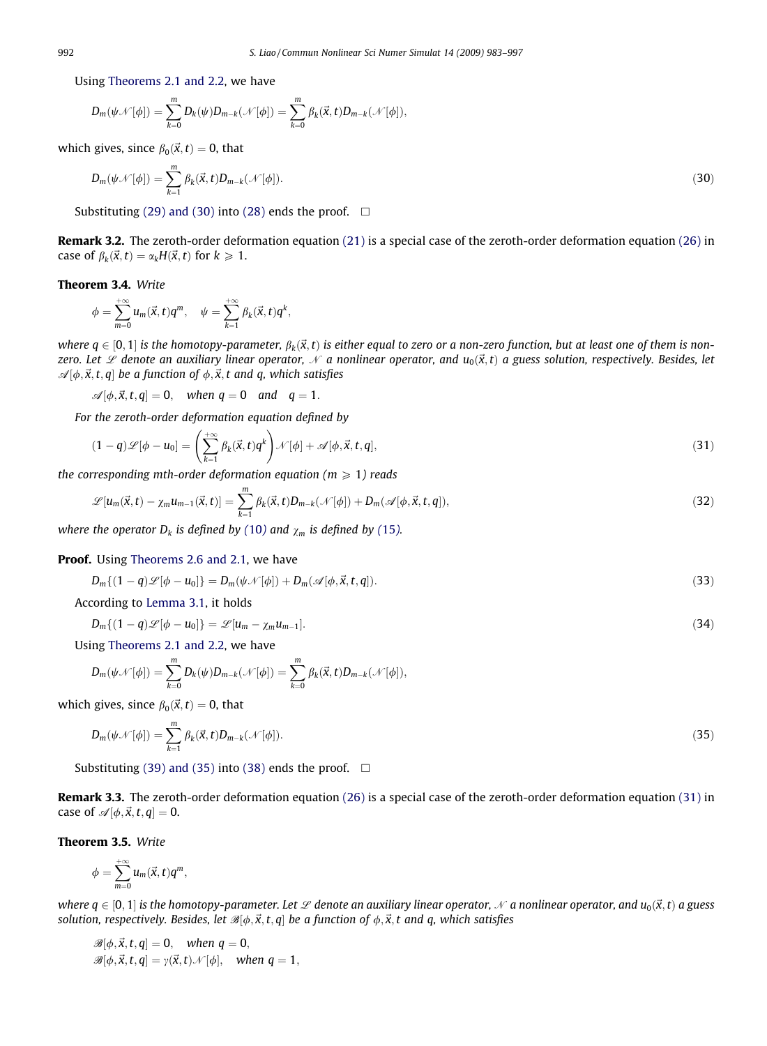Using Theorems 2.1 and 2.2, we have

$$D_m(\psi \mathscr{N}[\phi]) = \sum_{k=0}^{m} D_k(\psi) D_{m-k}(\mathscr{N}[\phi]) = \sum_{k=0}^{m} \beta_k(\vec{x},t) D_{m-k}(\mathscr{N}[\phi]),$$

which gives, since $\beta_0(\vec{x},t) = 0$, that

$$D_m(\psi \mathscr{N}[\phi]) = \sum_{k=1}^{m} \beta_k(\vec{x},t) D_{m-k}(\mathscr{N}[\phi]). \tag{30}$$

Substituting (29) and (30) into (28) ends the proof. $\square$

**Remark 3.2.** The zeroth-order deformation equation (21) is a special case of the zeroth-order deformation equation (26) in case of $\beta_k(\vec{x},t) = \alpha_k H(\vec{x},t)$ for $k \geqslant 1$.

**Theorem 3.4.** *Write*

$$\phi = \sum_{m=0}^{+\infty} u_m(\vec{x},t) q^m, \quad \psi = \sum_{k=1}^{+\infty} \beta_k(\vec{x},t) q^k,$$

*where $q \in [0,1]$ is the homotopy-parameter, $\beta_k(\vec{x},t)$ is either equal to zero or a non-zero function, but at least one of them is non-zero. Let $\mathscr{L}$ denote an auxiliary linear operator, $\mathscr{N}$ a nonlinear operator, and $u_0(\vec{x},t)$ a guess solution, respectively. Besides, let $\mathscr{A}[\phi,\vec{x},t,q]$ be a function of $\phi,\vec{x},t$ and $q$, which satisfies*

$$\mathscr{A}[\phi,\vec{x},t,q] = 0, \quad \textit{when } q = 0 \quad \textit{and} \quad q = 1.$$

*For the zeroth-order deformation equation defined by*

$$(1-q)\mathscr{L}[\phi - u_0] = \left(\sum_{k=1}^{+\infty} \beta_k(\vec{x},t) q^k\right) \mathscr{N}[\phi] + \mathscr{A}[\phi,\vec{x},t,q], \tag{31}$$

*the corresponding mth-order deformation equation ($m \geqslant 1$) reads*

$$\mathscr{L}[u_m(\vec{x},t) - \chi_m u_{m-1}(\vec{x},t)] = \sum_{k=1}^{m} \beta_k(\vec{x},t) D_{m-k}(\mathscr{N}[\phi]) + D_m(\mathscr{A}[\phi,\vec{x},t,q]), \tag{32}$$

*where the operator $D_k$ is defined by (10) and $\chi_m$ is defined by (15).*

**Proof.** Using Theorems 2.6 and 2.1, we have

$$D_m\{(1-q)\mathscr{L}[\phi - u_0]\} = D_m(\psi \mathscr{N}[\phi]) + D_m(\mathscr{A}[\phi,\vec{x},t,q]). \tag{33}$$

According to Lemma 3.1, it holds

$$D_m\{(1-q)\mathscr{L}[\phi - u_0]\} = \mathscr{L}[u_m - \chi_m u_{m-1}]. \tag{34}$$

Using Theorems 2.1 and 2.2, we have

$$D_m(\psi \mathscr{N}[\phi]) = \sum_{k=0}^{m} D_k(\psi) D_{m-k}(\mathscr{N}[\phi]) = \sum_{k=0}^{m} \beta_k(\vec{x},t) D_{m-k}(\mathscr{N}[\phi]),$$

which gives, since $\beta_0(\vec{x},t) = 0$, that

$$D_m(\psi \mathscr{N}[\phi]) = \sum_{k=1}^{m} \beta_k(\vec{x},t) D_{m-k}(\mathscr{N}[\phi]). \tag{35}$$

Substituting (39) and (35) into (38) ends the proof. $\square$

**Remark 3.3.** The zeroth-order deformation equation (26) is a special case of the zeroth-order deformation equation (31) in case of $\mathscr{A}[\phi,\vec{x},t,q] = 0$.

**Theorem 3.5.** *Write*

$$\phi = \sum_{m=0}^{+\infty} u_m(\vec{x},t) q^m,$$

*where $q \in [0,1]$ is the homotopy-parameter. Let $\mathscr{L}$ denote an auxiliary linear operator, $\mathscr{N}$ a nonlinear operator, and $u_0(\vec{x},t)$ a guess solution, respectively. Besides, let $\mathscr{B}[\phi,\vec{x},t,q]$ be a function of $\phi,\vec{x},t$ and $q$, which satisfies*

$$\mathscr{B}[\phi,\vec{x},t,q] = 0, \quad \textit{when } q = 0,$$
$$\mathscr{B}[\phi,\vec{x},t,q] = \gamma(\vec{x},t)\mathscr{N}[\phi], \quad \textit{when } q = 1,$$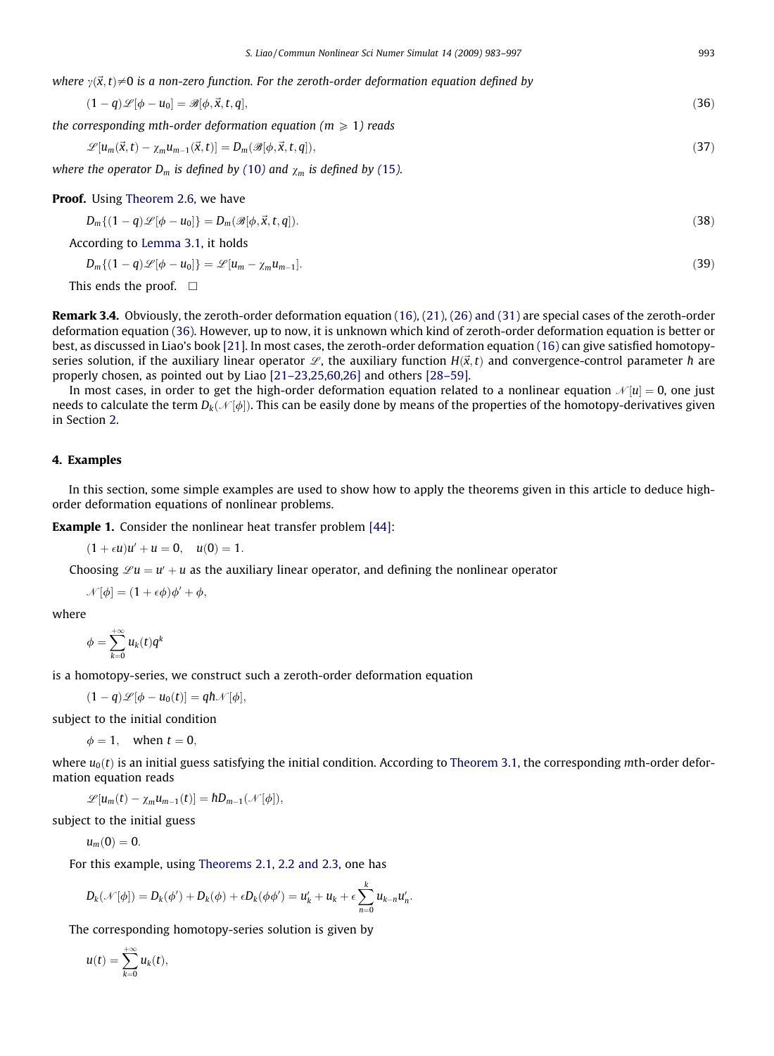*where $\gamma(\vec{x},t)\neq 0$ is a non-zero function. For the zeroth-order deformation equation defined by*

$$(1-q)\mathscr{L}[\phi-u_0]=\mathscr{B}[\phi,\vec{x},t,q], \tag{36}$$

*the corresponding mth-order deformation equation ($m\geqslant 1$) reads*

$$\mathscr{L}[u_m(\vec{x},t)-\chi_m u_{m-1}(\vec{x},t)]=D_m(\mathscr{B}[\phi,\vec{x},t,q]), \tag{37}$$

*where the operator $D_m$ is defined by (10) and $\chi_m$ is defined by (15).*

**Proof.** Using Theorem 2.6, we have

$$D_m\{(1-q)\mathscr{L}[\phi-u_0]\}=D_m(\mathscr{B}[\phi,\vec{x},t,q]). \tag{38}$$

According to Lemma 3.1, it holds

$$D_m\{(1-q)\mathscr{L}[\phi-u_0]\}=\mathscr{L}[u_m-\chi_m u_{m-1}]. \tag{39}$$

This ends the proof. □

**Remark 3.4.** Obviously, the zeroth-order deformation equation (16), (21), (26) and (31) are special cases of the zeroth-order deformation equation (36). However, up to now, it is unknown which kind of zeroth-order deformation equation is better or best, as discussed in Liao's book [21]. In most cases, the zeroth-order deformation equation (16) can give satisfied homotopy-series solution, if the auxiliary linear operator $\mathscr{L}$, the auxiliary function $H(\vec{x},t)$ and convergence-control parameter $\hbar$ are properly chosen, as pointed out by Liao [21–23,25,60,26] and others [28–59].

In most cases, in order to get the high-order deformation equation related to a nonlinear equation $\mathscr{N}[u]=0$, one just needs to calculate the term $D_k(\mathscr{N}[\phi])$. This can be easily done by means of the properties of the homotopy-derivatives given in Section 2.

## 4. Examples

In this section, some simple examples are used to show how to apply the theorems given in this article to deduce high-order deformation equations of nonlinear problems.

**Example 1.** Consider the nonlinear heat transfer problem [44]:

$$(1+\epsilon u)u'+u=0,\quad u(0)=1.$$

Choosing $\mathscr{L}u=u'+u$ as the auxiliary linear operator, and defining the nonlinear operator

$$\mathscr{N}[\phi]=(1+\epsilon\phi)\phi'+\phi,$$

where

$$\phi=\sum_{k=0}^{+\infty}u_k(t)q^k$$

is a homotopy-series, we construct such a zeroth-order deformation equation

$$(1-q)\mathscr{L}[\phi-u_0(t)]=q\hbar\mathscr{N}[\phi],$$

subject to the initial condition

$$\phi=1,\quad \text{when } t=0,$$

where $u_0(t)$ is an initial guess satisfying the initial condition. According to Theorem 3.1, the corresponding $m$th-order deformation equation reads

$$\mathscr{L}[u_m(t)-\chi_m u_{m-1}(t)]=\hbar D_{m-1}(\mathscr{N}[\phi]),$$

subject to the initial guess

$$u_m(0)=0.$$

For this example, using Theorems 2.1, 2.2 and 2.3, one has

$$D_k(\mathscr{N}[\phi])=D_k(\phi')+D_k(\phi)+\epsilon D_k(\phi\phi')=u_k'+u_k+\epsilon\sum_{n=0}^{k}u_{k-n}u_n'.$$

The corresponding homotopy-series solution is given by

$$u(t)=\sum_{k=0}^{+\infty}u_k(t),$$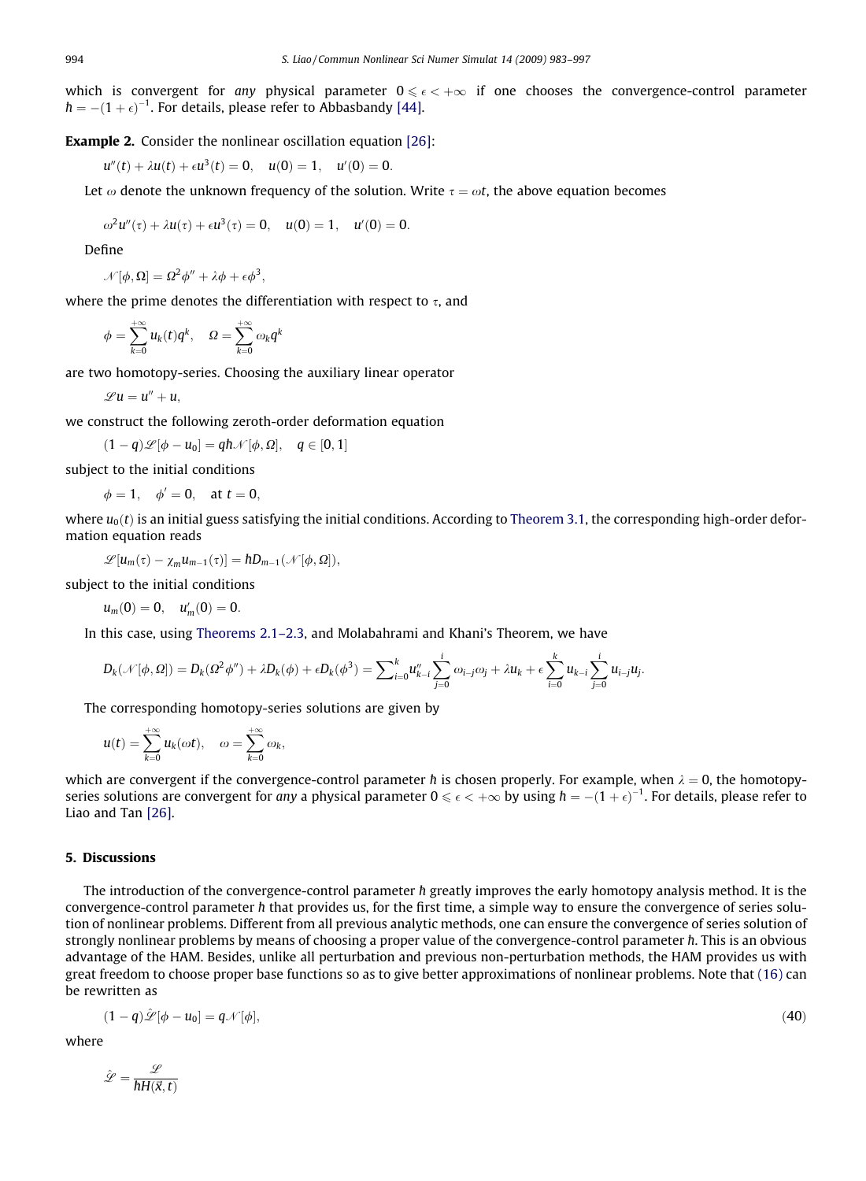which is convergent for *any* physical parameter $0 \leqslant \epsilon < +\infty$ if one chooses the convergence-control parameter $\hbar = -(1+\epsilon)^{-1}$. For details, please refer to Abbasbandy [44].

**Example 2.** Consider the nonlinear oscillation equation [26]:

$$u''(t) + \lambda u(t) + \epsilon u^3(t) = 0, \quad u(0) = 1, \quad u'(0) = 0.$$

Let $\omega$ denote the unknown frequency of the solution. Write $\tau = \omega t$, the above equation becomes

$$\omega^2 u''(\tau) + \lambda u(\tau) + \epsilon u^3(\tau) = 0, \quad u(0) = 1, \quad u'(0) = 0.$$

Define

$$\mathscr{N}[\phi, \Omega] = \Omega^2 \phi'' + \lambda\phi + \epsilon\phi^3,$$

where the prime denotes the differentiation with respect to $\tau$, and

$$\phi = \sum_{k=0}^{+\infty} u_k(t) q^k, \quad \Omega = \sum_{k=0}^{+\infty} \omega_k q^k$$

are two homotopy-series. Choosing the auxiliary linear operator

$$\mathscr{L}u = u'' + u,$$

we construct the following zeroth-order deformation equation

$$(1-q)\mathscr{L}[\phi - u_0] = q\hbar\mathscr{N}[\phi, \Omega], \quad q \in [0, 1]$$

subject to the initial conditions

$$\phi = 1, \quad \phi' = 0, \quad \text{at } t = 0,$$

where $u_0(t)$ is an initial guess satisfying the initial conditions. According to Theorem 3.1, the corresponding high-order deformation equation reads

$$\mathscr{L}[u_m(\tau) - \chi_m u_{m-1}(\tau)] = \hbar D_{m-1}(\mathscr{N}[\phi, \Omega]),$$

subject to the initial conditions

$$u_m(0) = 0, \quad u_m'(0) = 0.$$

In this case, using Theorems 2.1–2.3, and Molabahrami and Khani's Theorem, we have

$$D_k(\mathscr{N}[\phi, \Omega]) = D_k(\Omega^2\phi'') + \lambda D_k(\phi) + \epsilon D_k(\phi^3) = \sum\nolimits_{i=0}^{k} u_{k-i}'' \sum_{j=0}^{i} \omega_{i-j}\omega_j + \lambda u_k + \epsilon \sum_{i=0}^{k} u_{k-i} \sum_{j=0}^{i} u_{i-j} u_j.$$

The corresponding homotopy-series solutions are given by

$$u(t) = \sum_{k=0}^{+\infty} u_k(\omega t), \quad \omega = \sum_{k=0}^{+\infty} \omega_k,$$

which are convergent if the convergence-control parameter $\hbar$ is chosen properly. For example, when $\lambda = 0$, the homotopy-series solutions are convergent for *any* a physical parameter $0 \leqslant \epsilon < +\infty$ by using $\hbar = -(1+\epsilon)^{-1}$. For details, please refer to Liao and Tan [26].

## 5. Discussions

The introduction of the convergence-control parameter $\hbar$ greatly improves the early homotopy analysis method. It is the convergence-control parameter $\hbar$ that provides us, for the first time, a simple way to ensure the convergence of series solution of nonlinear problems. Different from all previous analytic methods, one can ensure the convergence of series solution of strongly nonlinear problems by means of choosing a proper value of the convergence-control parameter $\hbar$. This is an obvious advantage of the HAM. Besides, unlike all perturbation and previous non-perturbation methods, the HAM provides us with great freedom to choose proper base functions so as to give better approximations of nonlinear problems. Note that (16) can be rewritten as

$$(1-q)\hat{\mathscr{L}}[\phi - u_0] = q\mathscr{N}[\phi], \tag{40}$$

where

$$\hat{\mathscr{L}} = \frac{\mathscr{L}}{\hbar H(\vec{x}, t)}$$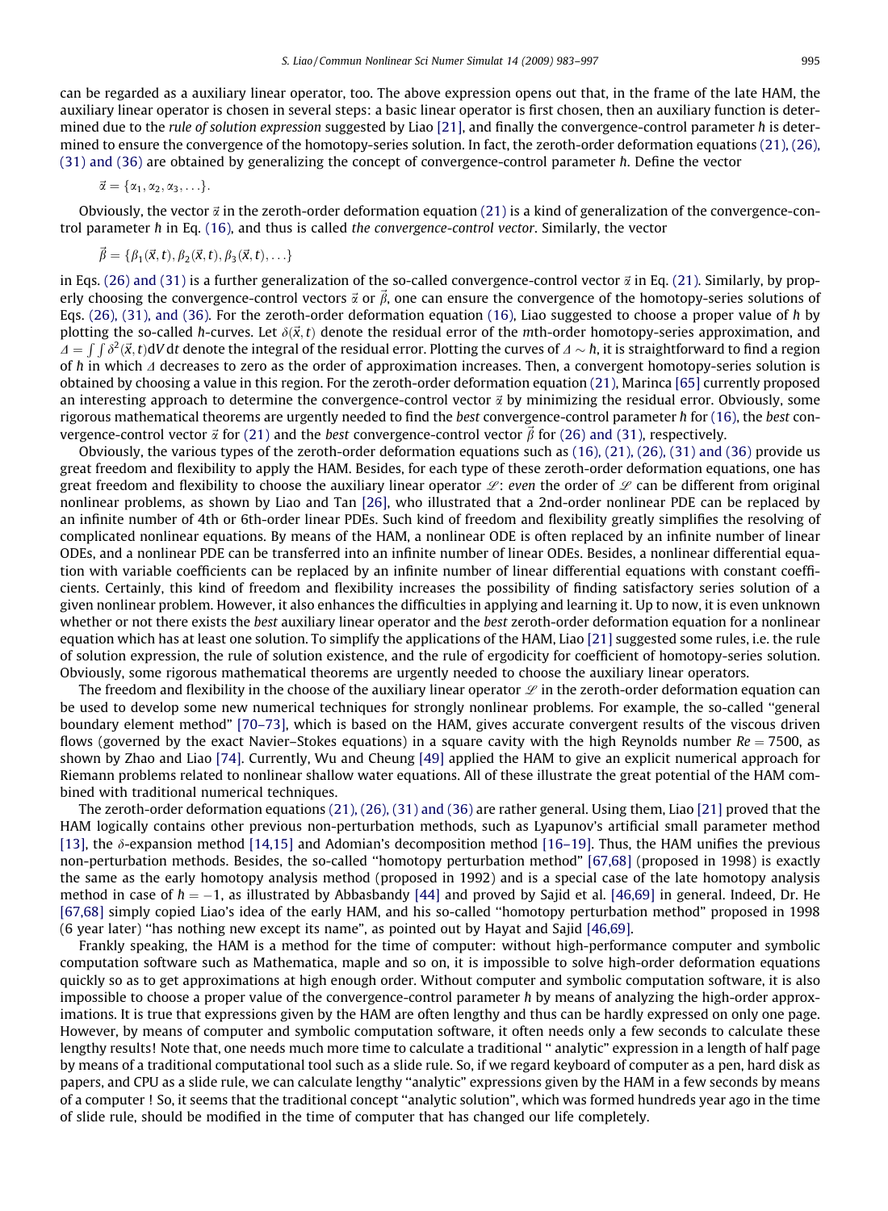can be regarded as a auxiliary linear operator, too. The above expression opens out that, in the frame of the late HAM, the auxiliary linear operator is chosen in several steps: a basic linear operator is first chosen, then an auxiliary function is determined due to the *rule of solution expression* suggested by Liao [21], and finally the convergence-control parameter $\hbar$ is determined to ensure the convergence of the homotopy-series solution. In fact, the zeroth-order deformation equations (21), (26), (31) and (36) are obtained by generalizing the concept of convergence-control parameter $\hbar$. Define the vector

$$\vec{\alpha} = \{\alpha_1, \alpha_2, \alpha_3, \ldots\}.$$

Obviously, the vector $\vec{\alpha}$ in the zeroth-order deformation equation (21) is a kind of generalization of the convergence-control parameter $\hbar$ in Eq. (16), and thus is called *the convergence-control vector*. Similarly, the vector

$$\vec{\beta} = \{\beta_1(\vec{x}, t), \beta_2(\vec{x}, t), \beta_3(\vec{x}, t), \ldots\}$$

in Eqs. (26) and (31) is a further generalization of the so-called convergence-control vector $\vec{\alpha}$ in Eq. (21). Similarly, by properly choosing the convergence-control vectors $\vec{\alpha}$ or $\vec{\beta}$, one can ensure the convergence of the homotopy-series solutions of Eqs. (26), (31), and (36). For the zeroth-order deformation equation (16), Liao suggested to choose a proper value of $\hbar$ by plotting the so-called $\hbar$-curves. Let $\delta(\vec{x}, t)$ denote the residual error of the $m$th-order homotopy-series approximation, and $\Delta = \int\int \delta^2(\vec{x}, t) \mathrm{d}V \mathrm{d}t$ denote the integral of the residual error. Plotting the curves of $\Delta \sim \hbar$, it is straightforward to find a region of $\hbar$ in which $\Delta$ decreases to zero as the order of approximation increases. Then, a convergent homotopy-series solution is obtained by choosing a value in this region. For the zeroth-order deformation equation (21), Marinca [65] currently proposed an interesting approach to determine the convergence-control vector $\vec{\alpha}$ by minimizing the residual error. Obviously, some rigorous mathematical theorems are urgently needed to find the *best* convergence-control parameter $\hbar$ for (16), the *best* convergence-control vector $\vec{\alpha}$ for (21) and the *best* convergence-control vector $\vec{\beta}$ for (26) and (31), respectively.

Obviously, the various types of the zeroth-order deformation equations such as (16), (21), (26), (31) and (36) provide us great freedom and flexibility to apply the HAM. Besides, for each type of these zeroth-order deformation equations, one has great freedom and flexibility to choose the auxiliary linear operator $\mathscr{L}$: *even* the order of $\mathscr{L}$ can be different from original nonlinear problems, as shown by Liao and Tan [26], who illustrated that a 2nd-order nonlinear PDE can be replaced by an infinite number of 4th or 6th-order linear PDEs. Such kind of freedom and flexibility greatly simplifies the resolving of complicated nonlinear equations. By means of the HAM, a nonlinear ODE is often replaced by an infinite number of linear ODEs, and a nonlinear PDE can be transferred into an infinite number of linear ODEs. Besides, a nonlinear differential equation with variable coefficients can be replaced by an infinite number of linear differential equations with constant coefficients. Certainly, this kind of freedom and flexibility increases the possibility of finding satisfactory series solution of a given nonlinear problem. However, it also enhances the difficulties in applying and learning it. Up to now, it is even unknown whether or not there exists the *best* auxiliary linear operator and the *best* zeroth-order deformation equation for a nonlinear equation which has at least one solution. To simplify the applications of the HAM, Liao [21] suggested some rules, i.e. the rule of solution expression, the rule of solution existence, and the rule of ergodicity for coefficient of homotopy-series solution. Obviously, some rigorous mathematical theorems are urgently needed to choose the auxiliary linear operators.

The freedom and flexibility in the choose of the auxiliary linear operator $\mathscr{L}$ in the zeroth-order deformation equation can be used to develop some new numerical techniques for strongly nonlinear problems. For example, the so-called "general boundary element method" [70–73], which is based on the HAM, gives accurate convergent results of the viscous driven flows (governed by the exact Navier–Stokes equations) in a square cavity with the high Reynolds number $Re = 7500$, as shown by Zhao and Liao [74]. Currently, Wu and Cheung [49] applied the HAM to give an explicit numerical approach for Riemann problems related to nonlinear shallow water equations. All of these illustrate the great potential of the HAM combined with traditional numerical techniques.

The zeroth-order deformation equations (21), (26), (31) and (36) are rather general. Using them, Liao [21] proved that the HAM logically contains other previous non-perturbation methods, such as Lyapunov's artificial small parameter method [13], the $\delta$-expansion method [14,15] and Adomian's decomposition method [16–19]. Thus, the HAM unifies the previous non-perturbation methods. Besides, the so-called "homotopy perturbation method" [67,68] (proposed in 1998) is exactly the same as the early homotopy analysis method (proposed in 1992) and is a special case of the late homotopy analysis method in case of $\hbar = -1$, as illustrated by Abbasbandy [44] and proved by Sajid et al. [46,69] in general. Indeed, Dr. He [67,68] simply copied Liao's idea of the early HAM, and his so-called "homotopy perturbation method" proposed in 1998 (6 year later) "has nothing new except its name", as pointed out by Hayat and Sajid [46,69].

Frankly speaking, the HAM is a method for the time of computer: without high-performance computer and symbolic computation software such as Mathematica, maple and so on, it is impossible to solve high-order deformation equations quickly so as to get approximations at high enough order. Without computer and symbolic computation software, it is also impossible to choose a proper value of the convergence-control parameter $\hbar$ by means of analyzing the high-order approximations. It is true that expressions given by the HAM are often lengthy and thus can be hardly expressed on only one page. However, by means of computer and symbolic computation software, it often needs only a few seconds to calculate these lengthy results! Note that, one needs much more time to calculate a traditional " analytic" expression in a length of half page by means of a traditional computational tool such as a slide rule. So, if we regard keyboard of computer as a pen, hard disk as papers, and CPU as a slide rule, we can calculate lengthy "analytic" expressions given by the HAM in a few seconds by means of a computer ! So, it seems that the traditional concept "analytic solution", which was formed hundreds year ago in the time of slide rule, should be modified in the time of computer that has changed our life completely.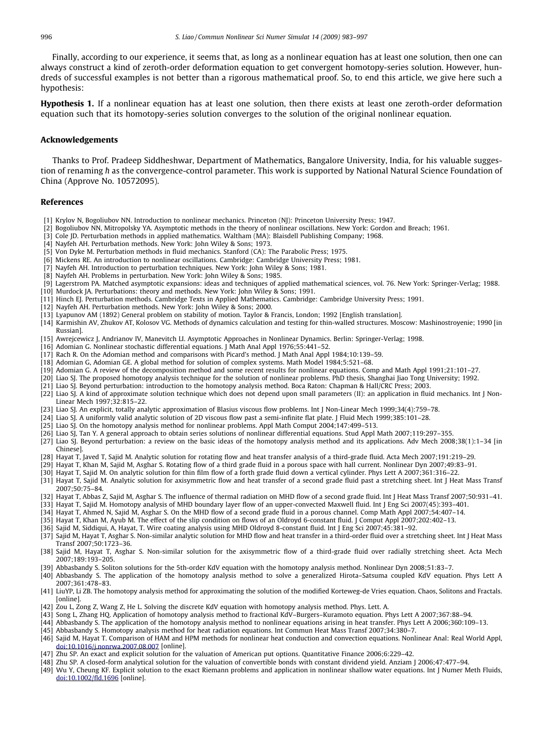Finally, according to our experience, it seems that, as long as a nonlinear equation has at least one solution, then one can always construct a kind of zeroth-order deformation equation to get convergent homotopy-series solution. However, hundreds of successful examples is not better than a rigorous mathematical proof. So, to end this article, we give here such a hypothesis:

**Hypothesis 1.** If a nonlinear equation has at least one solution, then there exists at least one zeroth-order deformation equation such that its homotopy-series solution converges to the solution of the original nonlinear equation.

## Acknowledgements

Thanks to Prof. Pradeep Siddheshwar, Department of Mathematics, Bangalore University, India, for his valuable suggestion of renaming $\hbar$ as the convergence-control parameter. This work is supported by National Natural Science Foundation of China (Approve No. 10572095).

## References

[1] Krylov N, Bogoliubov NN. Introduction to nonlinear mechanics. Princeton (NJ): Princeton University Press; 1947.
[2] Bogoliubov NN, Mitropolsky YA. Asymptotic methods in the theory of nonlinear oscillations. New York: Gordon and Breach; 1961.
[3] Cole JD. Perturbation methods in applied mathematics. Waltham (MA): Blaisdell Publishing Company; 1968.
[4] Nayfeh AH. Perturbation methods. New York: John Wiley & Sons; 1973.
[5] Von Dyke M. Perturbation methods in fluid mechanics. Stanford (CA): The Parabolic Press; 1975.
[6] Mickens RE. An introduction to nonlinear oscillations. Cambridge: Cambridge University Press; 1981.
[7] Nayfeh AH. Introduction to perturbation techniques. New York: John Wiley & Sons; 1981.
[8] Nayfeh AH. Problems in perturbation. New York: John Wiley & Sons; 1985.
[9] Lagerstrom PA. Matched asymptotic expansions: ideas and techniques of applied mathematical sciences, vol. 76. New York: Springer-Verlag; 1988.
[10] Murdock JA. Perturbations: theory and methods. New York: John Wiley & Sons; 1991.
[11] Hinch EJ. Perturbation methods. Cambridge Texts in Applied Mathematics. Cambridge: Cambridge University Press; 1991.
[12] Nayfeh AH. Perturbation methods. New York: John Wiley & Sons; 2000.
[13] Lyapunov AM (1892) General problem on stability of motion. Taylor & Francis, London; 1992 [English translation].
[14] Karmishin AV, Zhukov AT, Kolosov VG. Methods of dynamics calculation and testing for thin-walled structures. Moscow: Mashinostroyenie; 1990 [in Russian].
[15] Awrejcewicz J, Andrianov IV, Manevitch LI. Asymptotic Approaches in Nonlinear Dynamics. Berlin: Springer-Verlag; 1998.
[16] Adomian G. Nonlinear stochastic differential equations. J Math Anal Appl 1976;55:441–52.
[17] Rach R. On the Adomian method and comparisons with Picard's method. J Math Anal Appl 1984;10:139–59.
[18] Adomian G, Adomian GE. A global method for solution of complex systems. Math Model 1984;5:521–68.
[19] Adomian G. A review of the decomposition method and some recent results for nonlinear equations. Comp and Math Appl 1991;21:101–27.
[20] Liao SJ. The proposed homotopy analysis technique for the solution of nonlinear problems. PhD thesis, Shanghai Jiao Tong University; 1992.
[21] Liao SJ. Beyond perturbation: introduction to the homotopy analysis method. Boca Raton: Chapman & Hall/CRC Press; 2003.
[22] Liao SJ. A kind of approximate solution technique which does not depend upon small parameters (II): an application in fluid mechanics. Int J Non-Linear Mech 1997;32:815–22.
[23] Liao SJ. An explicit, totally analytic approximation of Blasius viscous flow problems. Int J Non-Linear Mech 1999;34(4):759–78.
[24] Liao SJ. A uniformly valid analytic solution of 2D viscous flow past a semi-infinite flat plate. J Fluid Mech 1999;385:101–28.
[25] Liao SJ. On the homotopy analysis method for nonlinear problems. Appl Math Comput 2004;147:499–513.
[26] Liao SJ, Tan Y. A general approach to obtain series solutions of nonlinear differential equations. Stud Appl Math 2007;119:297–355.
[27] Liao SJ. Beyond perturbation: a review on the basic ideas of the homotopy analysis method and its applications. Adv Mech 2008;38(1):1–34 [in Chinese].
[28] Hayat T, Javed T, Sajid M. Analytic solution for rotating flow and heat transfer analysis of a third-grade fluid. Acta Mech 2007;191:219–29.
[29] Hayat T, Khan M, Sajid M, Asghar S. Rotating flow of a third grade fluid in a porous space with hall current. Nonlinear Dyn 2007;49:83–91.
[30] Hayat T, Sajid M. On analytic solution for thin film flow of a forth grade fluid down a vertical cylinder. Phys Lett A 2007;361:316–22.
[31] Hayat T, Sajid M. Analytic solution for axisymmetric flow and heat transfer of a second grade fluid past a stretching sheet. Int J Heat Mass Transf 2007;50:75–84.
[32] Hayat T, Abbas Z, Sajid M, Asghar S. The influence of thermal radiation on MHD flow of a second grade fluid. Int J Heat Mass Transf 2007;50:931–41.
[33] Hayat T, Sajid M. Homotopy analysis of MHD boundary layer flow of an upper-convected Maxwell fluid. Int J Eng Sci 2007(45):393–401.
[34] Hayat T, Ahmed N, Sajid M, Asghar S. On the MHD flow of a second grade fluid in a porous channel. Comp Math Appl 2007;54:407–14.
[35] Hayat T, Khan M, Ayub M. The effect of the slip condition on flows of an Oldroyd 6-constant fluid. J Comput Appl 2007;202:402–13.
[36] Sajid M, Siddiqui, A, Hayat, T. Wire coating analysis using MHD Oldroyd 8-constant fluid. Int J Eng Sci 2007;45:381–92.
[37] Sajid M, Hayat T, Asghar S. Non-similar analytic solution for MHD flow and heat transfer in a third-order fluid over a stretching sheet. Int J Heat Mass Transf 2007;50:1723–36.
[38] Sajid M, Hayat T, Asghar S. Non-similar solution for the axisymmetric flow of a third-grade fluid over radially stretching sheet. Acta Mech 2007;189:193–205.
[39] Abbasbandy S. Soliton solutions for the 5th-order KdV equation with the homotopy analysis method. Nonlinear Dyn 2008;51:83–7.
[40] Abbasbandy S. The application of the homotopy analysis method to solve a generalized Hirota–Satsuma coupled KdV equation. Phys Lett A 2007;361:478–83.
[41] LiuYP, Li ZB. The homotopy analysis method for approximating the solution of the modified Korteweg-de Vries equation. Chaos, Solitons and Fractals. [online].
[42] Zou L, Zong Z, Wang Z, He L. Solving the discrete KdV equation with homotopy analysis method. Phys. Lett. A.
[43] Song L, Zhang HQ. Application of homotopy analysis method to fractional KdV–Burgers–Kuramoto equation. Phys Lett A 2007;367:88–94.
[44] Abbasbandy S. The application of the homotopy analysis method to nonlinear equations arising in heat transfer. Phys Lett A 2006;360:109–13.
[45] Abbasbandy S. Homotopy analysis method for heat radiation equations. Int Commun Heat Mass Transf 2007;34:380–7.
[46] Sajid M, Hayat T. Comparison of HAM and HPM methods for nonlinear heat conduction and convection equations. Nonlinear Anal: Real World Appl, doi:10.1016/j.nonrwa.2007.08.007 [online].
[47] Zhu SP. An exact and explicit solution for the valuation of American put options. Quantitative Finance 2006;6:229–42.
[48] Zhu SP. A closed-form analytical solution for the valuation of convertible bonds with constant dividend yield. Anziam J 2006;47:477–94.
[49] Wu Y, Cheung KF. Explicit solution to the exact Riemann problems and application in nonlinear shallow water equations. Int J Numer Meth Fluids, doi:10.1002/fld.1696 [online].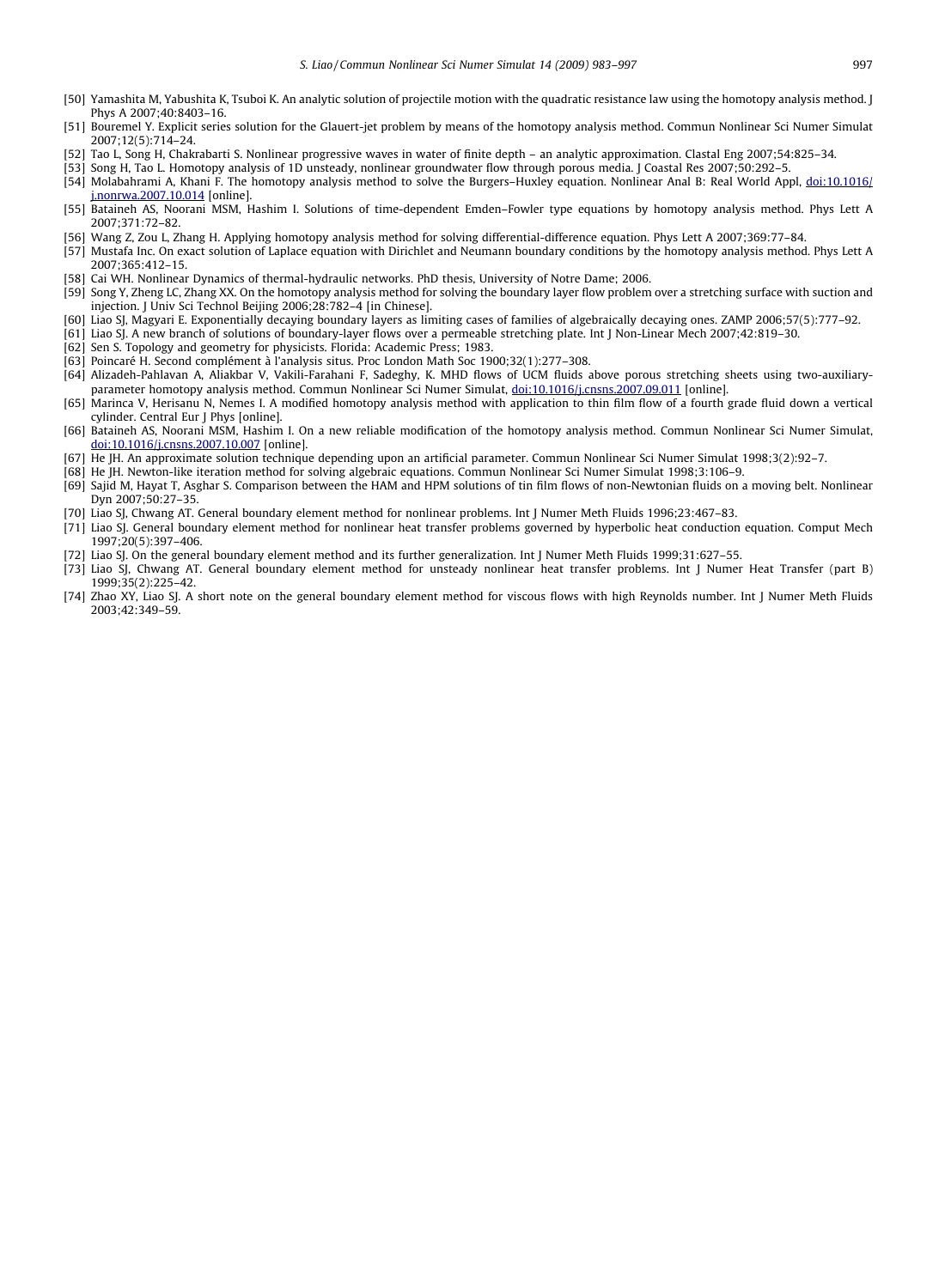[50] Yamashita M, Yabushita K, Tsuboi K. An analytic solution of projectile motion with the quadratic resistance law using the homotopy analysis method. J Phys A 2007;40:8403–16.
[51] Bouremel Y. Explicit series solution for the Glauert-jet problem by means of the homotopy analysis method. Commun Nonlinear Sci Numer Simulat 2007;12(5):714–24.
[52] Tao L, Song H, Chakrabarti S. Nonlinear progressive waves in water of finite depth – an analytic approximation. Clastal Eng 2007;54:825–34.
[53] Song H, Tao L. Homotopy analysis of 1D unsteady, nonlinear groundwater flow through porous media. J Coastal Res 2007;50:292–5.
[54] Molabahrami A, Khani F. The homotopy analysis method to solve the Burgers–Huxley equation. Nonlinear Anal B: Real World Appl, doi:10.1016/j.nonrwa.2007.10.014 [online].
[55] Bataineh AS, Noorani MSM, Hashim I. Solutions of time-dependent Emden–Fowler type equations by homotopy analysis method. Phys Lett A 2007;371:72–82.
[56] Wang Z, Zou L, Zhang H. Applying homotopy analysis method for solving differential-difference equation. Phys Lett A 2007;369:77–84.
[57] Mustafa Inc. On exact solution of Laplace equation with Dirichlet and Neumann boundary conditions by the homotopy analysis method. Phys Lett A 2007;365:412–15.
[58] Cai WH. Nonlinear Dynamics of thermal-hydraulic networks. PhD thesis, University of Notre Dame; 2006.
[59] Song Y, Zheng LC, Zhang XX. On the homotopy analysis method for solving the boundary layer flow problem over a stretching surface with suction and injection. J Univ Sci Technol Beijing 2006;28:782–4 [in Chinese].
[60] Liao SJ, Magyari E. Exponentially decaying boundary layers as limiting cases of families of algebraically decaying ones. ZAMP 2006;57(5):777–92.
[61] Liao SJ. A new branch of solutions of boundary-layer flows over a permeable stretching plate. Int J Non-Linear Mech 2007;42:819–30.
[62] Sen S. Topology and geometry for physicists. Florida: Academic Press; 1983.
[63] Poincaré H. Second complément à l'analysis situs. Proc London Math Soc 1900;32(1):277–308.
[64] Alizadeh-Pahlavan A, Aliakbar V, Vakili-Farahani F, Sadeghy, K. MHD flows of UCM fluids above porous stretching sheets using two-auxiliary-parameter homotopy analysis method. Commun Nonlinear Sci Numer Simulat, doi:10.1016/j.cnsns.2007.09.011 [online].
[65] Marinca V, Herisanu N, Nemes I. A modified homotopy analysis method with application to thin film flow of a fourth grade fluid down a vertical cylinder. Central Eur J Phys [online].
[66] Bataineh AS, Noorani MSM, Hashim I. On a new reliable modification of the homotopy analysis method. Commun Nonlinear Sci Numer Simulat, doi:10.1016/j.cnsns.2007.10.007 [online].
[67] He JH. An approximate solution technique depending upon an artificial parameter. Commun Nonlinear Sci Numer Simulat 1998;3(2):92–7.
[68] He JH. Newton-like iteration method for solving algebraic equations. Commun Nonlinear Sci Numer Simulat 1998;3:106–9.
[69] Sajid M, Hayat T, Asghar S. Comparison between the HAM and HPM solutions of tin film flows of non-Newtonian fluids on a moving belt. Nonlinear Dyn 2007;50:27–35.
[70] Liao SJ, Chwang AT. General boundary element method for nonlinear problems. Int J Numer Meth Fluids 1996;23:467–83.
[71] Liao SJ. General boundary element method for nonlinear heat transfer problems governed by hyperbolic heat conduction equation. Comput Mech 1997;20(5):397–406.
[72] Liao SJ. On the general boundary element method and its further generalization. Int J Numer Meth Fluids 1999;31:627–55.
[73] Liao SJ, Chwang AT. General boundary element method for unsteady nonlinear heat transfer problems. Int J Numer Heat Transfer (part B) 1999;35(2):225–42.
[74] Zhao XY, Liao SJ. A short note on the general boundary element method for viscous flows with high Reynolds number. Int J Numer Meth Fluids 2003;42:349–59.